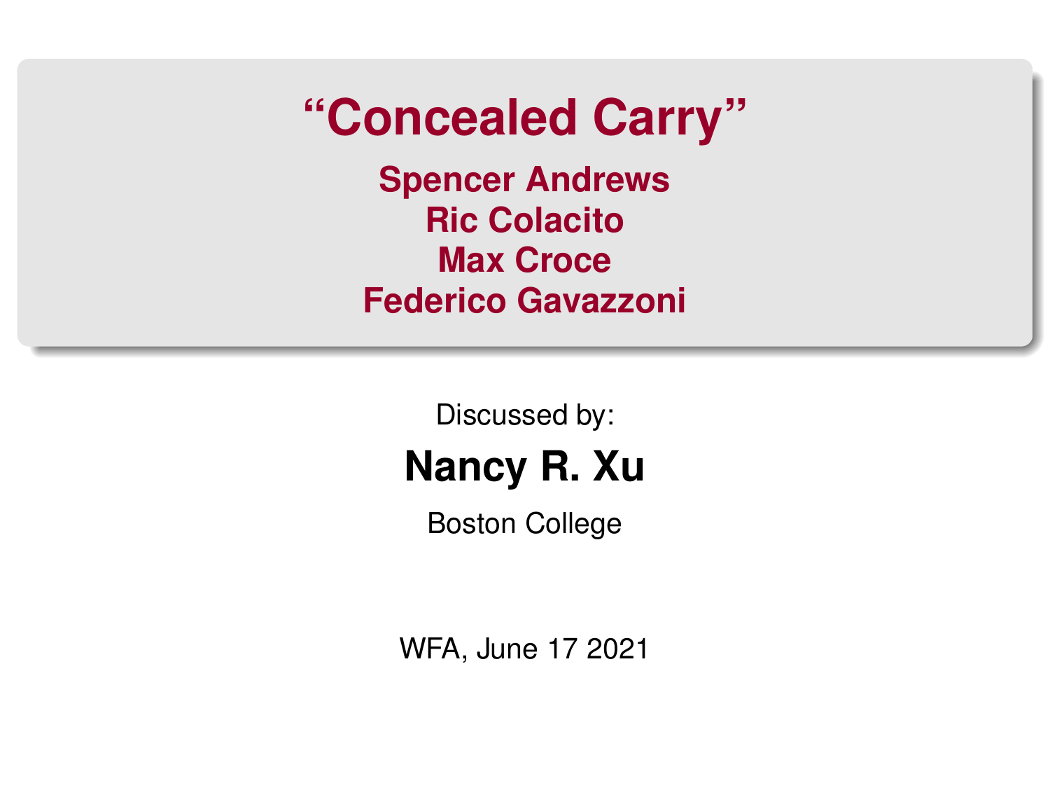# "Concealed Carry"

**Spencer Andrews**
**Ric Colacito**
**Max Croce**
**Federico Gavazzoni**

Discussed by:

**Nancy R. Xu**

Boston College

WFA, June 17 2021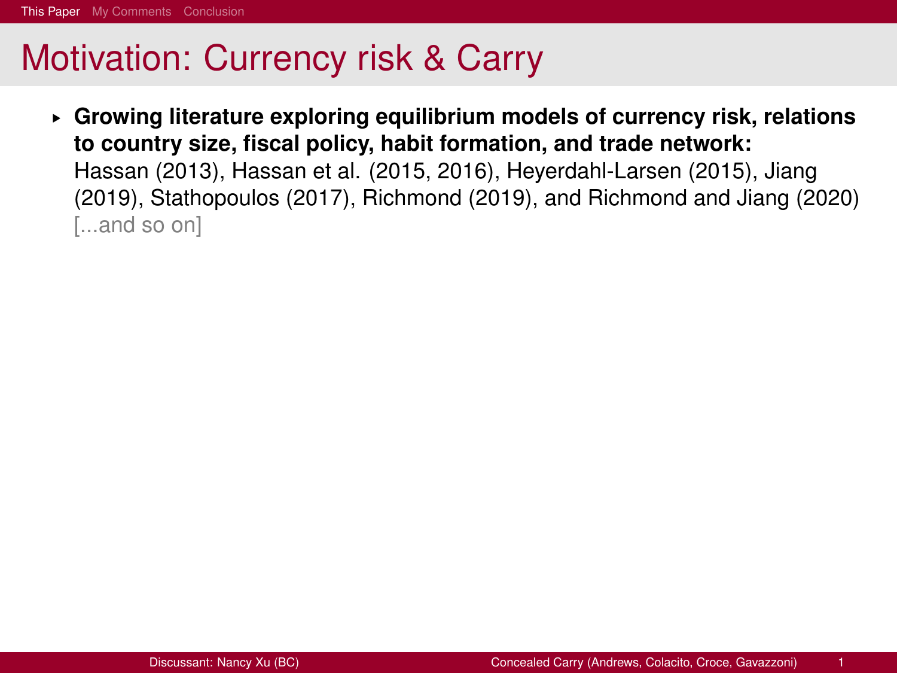# Motivation: Currency risk & Carry

- **Growing literature exploring equilibrium models of currency risk, relations to country size, fiscal policy, habit formation, and trade network:** Hassan (2013), Hassan et al. (2015, 2016), Heyerdahl-Larsen (2015), Jiang (2019), Stathopoulos (2017), Richmond (2019), and Richmond and Jiang (2020) [...and so on]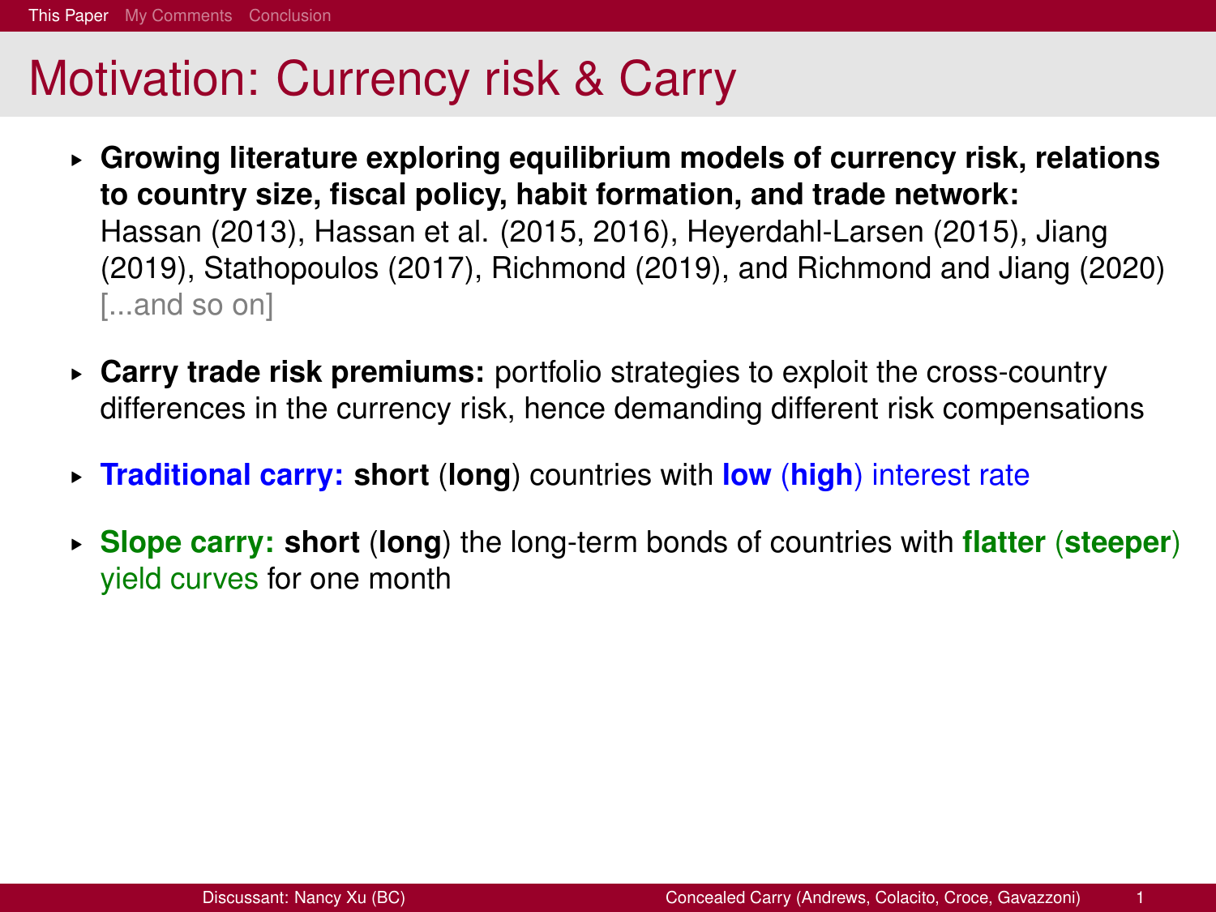# Motivation: Currency risk & Carry

- **Growing literature exploring equilibrium models of currency risk, relations to country size, fiscal policy, habit formation, and trade network:** Hassan (2013), Hassan et al. (2015, 2016), Heyerdahl-Larsen (2015), Jiang (2019), Stathopoulos (2017), Richmond (2019), and Richmond and Jiang (2020) [...and so on]
- **Carry trade risk premiums:** portfolio strategies to exploit the cross-country differences in the currency risk, hence demanding different risk compensations
- **Traditional carry: short** (**long**) countries with **low** (**high**) interest rate
- **Slope carry: short** (**long**) the long-term bonds of countries with **flatter** (**steeper**) yield curves for one month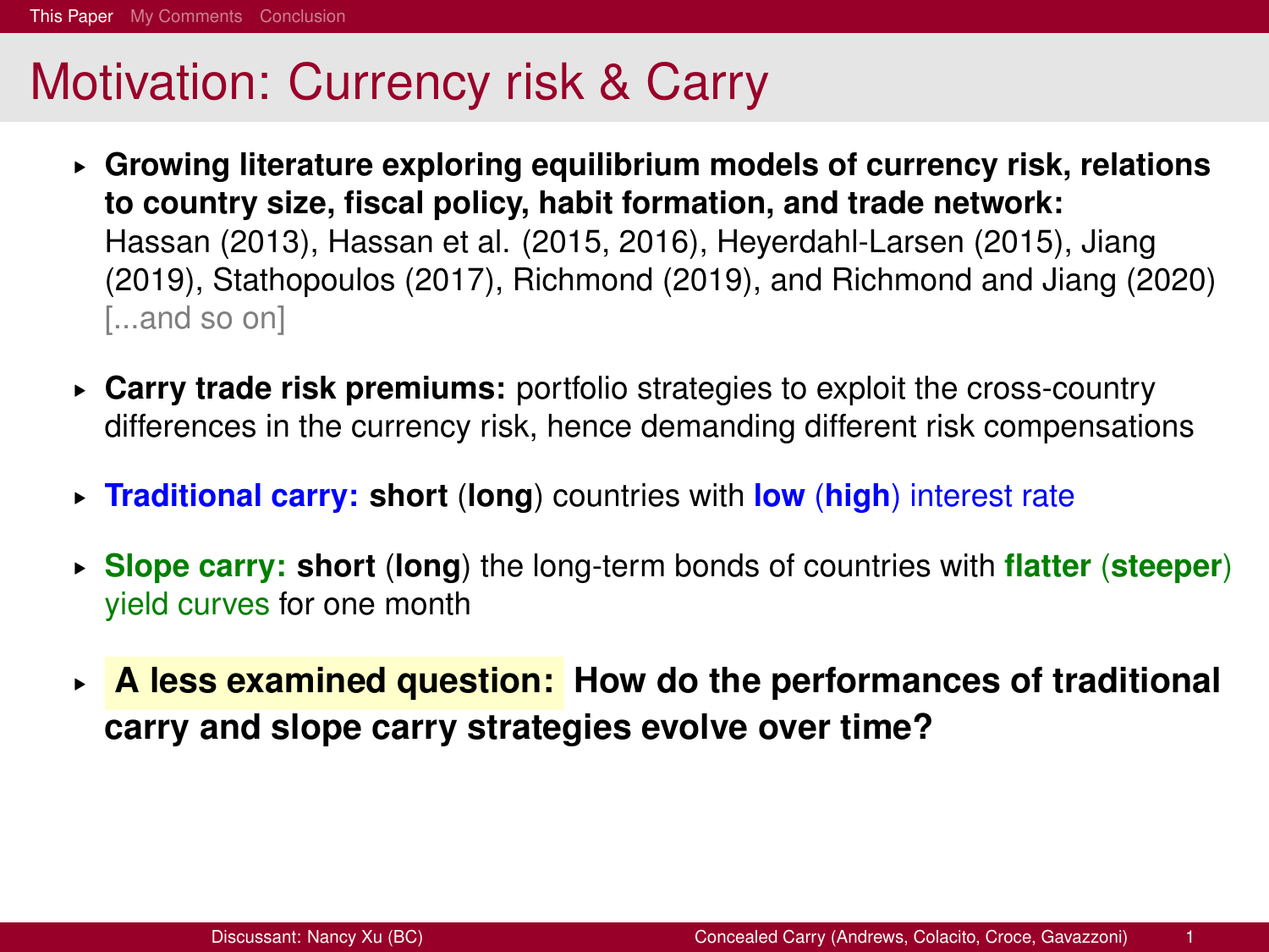# Motivation: Currency risk & Carry

- **Growing literature exploring equilibrium models of currency risk, relations to country size, fiscal policy, habit formation, and trade network:** Hassan (2013), Hassan et al. (2015, 2016), Heyerdahl-Larsen (2015), Jiang (2019), Stathopoulos (2017), Richmond (2019), and Richmond and Jiang (2020) [...and so on]
- **Carry trade risk premiums:** portfolio strategies to exploit the cross-country differences in the currency risk, hence demanding different risk compensations
- **Traditional carry:** **short** (**long**) countries with **low** (**high**) interest rate
- **Slope carry:** **short** (**long**) the long-term bonds of countries with **flatter** (**steeper**) yield curves for one month
- **A less examined question: How do the performances of traditional carry and slope carry strategies evolve over time?**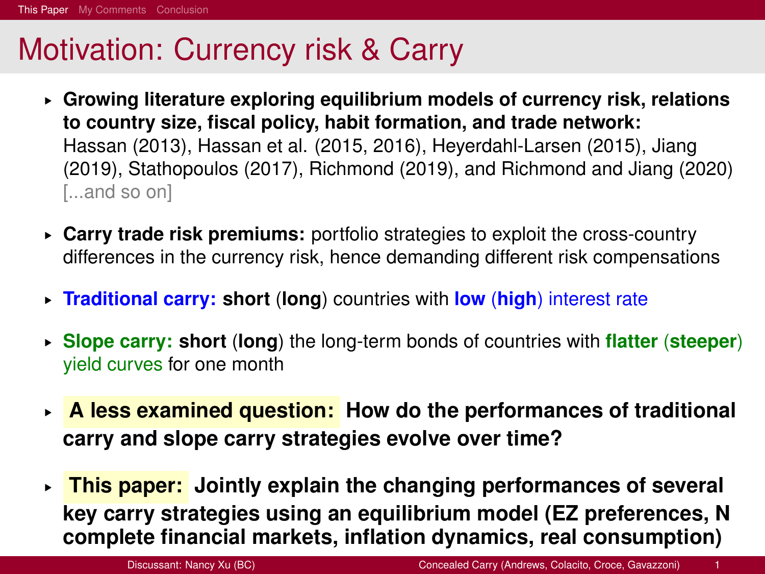# Motivation: Currency risk & Carry

- **Growing literature exploring equilibrium models of currency risk, relations to country size, fiscal policy, habit formation, and trade network:** Hassan (2013), Hassan et al. (2015, 2016), Heyerdahl-Larsen (2015), Jiang (2019), Stathopoulos (2017), Richmond (2019), and Richmond and Jiang (2020) [...and so on]
- **Carry trade risk premiums:** portfolio strategies to exploit the cross-country differences in the currency risk, hence demanding different risk compensations
- **Traditional carry: short** (**long**) countries with **low** (**high**) interest rate
- **Slope carry: short** (**long**) the long-term bonds of countries with **flatter** (**steeper**) yield curves for one month
- **A less examined question: How do the performances of traditional carry and slope carry strategies evolve over time?**
- **This paper: Jointly explain the changing performances of several key carry strategies using an equilibrium model (EZ preferences, N complete financial markets, inflation dynamics, real consumption)**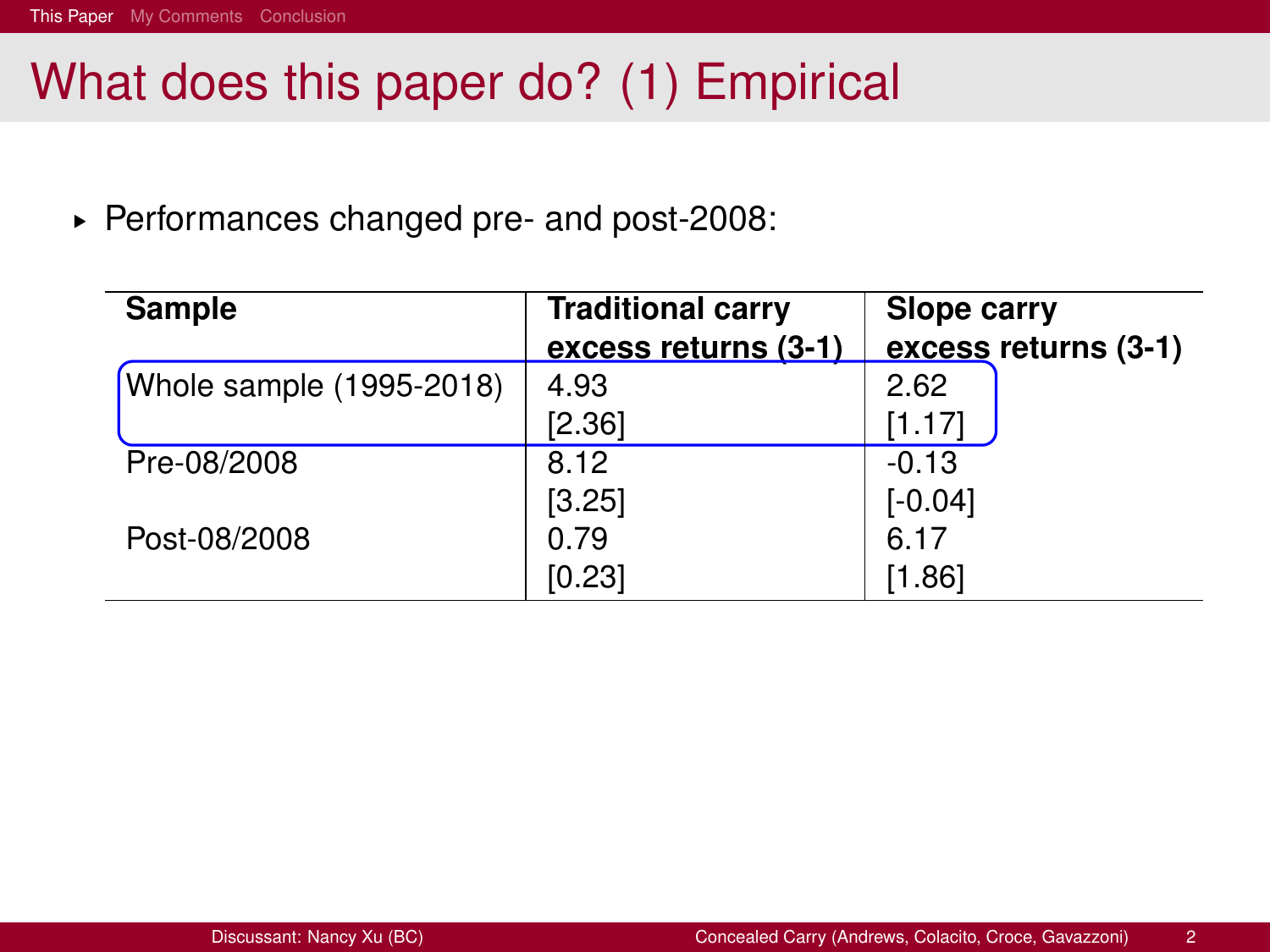# What does this paper do? (1) Empirical

- Performances changed pre- and post-2008:

| Sample | Traditional carry excess returns (3-1) | Slope carry excess returns (3-1) |
|---|---|---|
| Whole sample (1995-2018) | 4.93 | 2.62 |
| | [2.36] | [1.17] |
| Pre-08/2008 | 8.12 | -0.13 |
| | [3.25] | [-0.04] |
| Post-08/2008 | 0.79 | 6.17 |
| | [0.23] | [1.86] |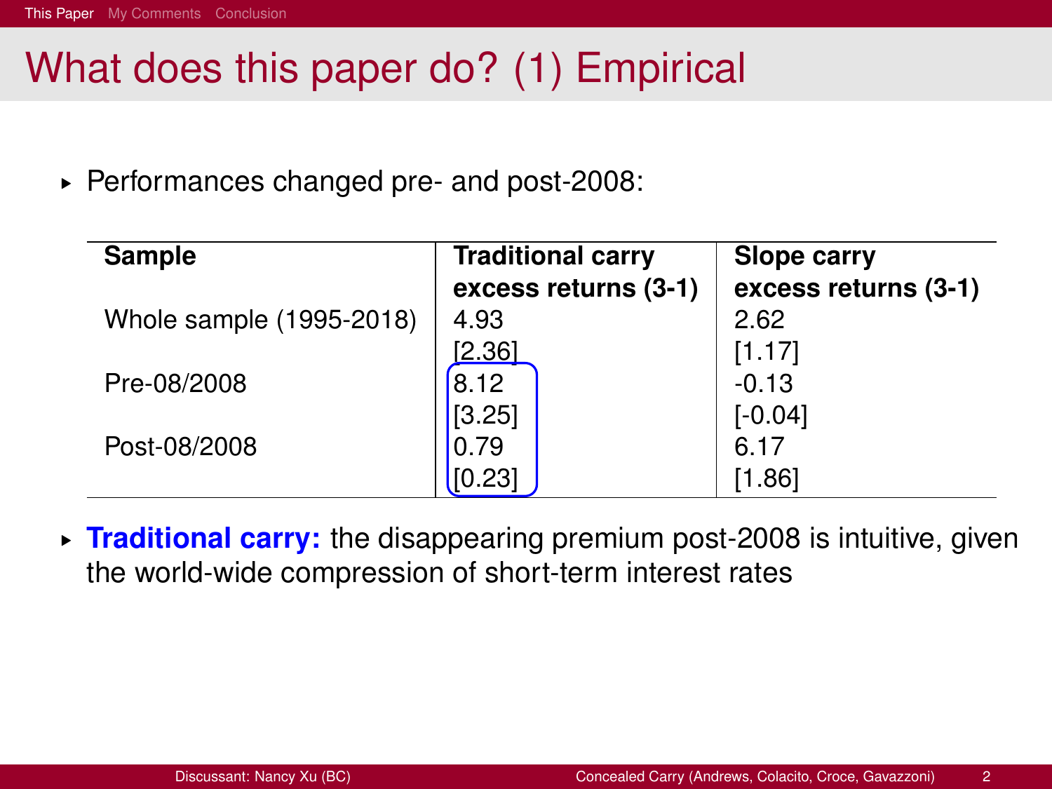# What does this paper do? (1) Empirical

- Performances changed pre- and post-2008:

| Sample | Traditional carry excess returns (3-1) | Slope carry excess returns (3-1) |
|---|---|---|
| Whole sample (1995-2018) | 4.93 | 2.62 |
| | [2.36] | [1.17] |
| Pre-08/2008 | 8.12 | -0.13 |
| | [3.25] | [-0.04] |
| Post-08/2008 | 0.79 | 6.17 |
| | [0.23] | [1.86] |

- **Traditional carry:** the disappearing premium post-2008 is intuitive, given the world-wide compression of short-term interest rates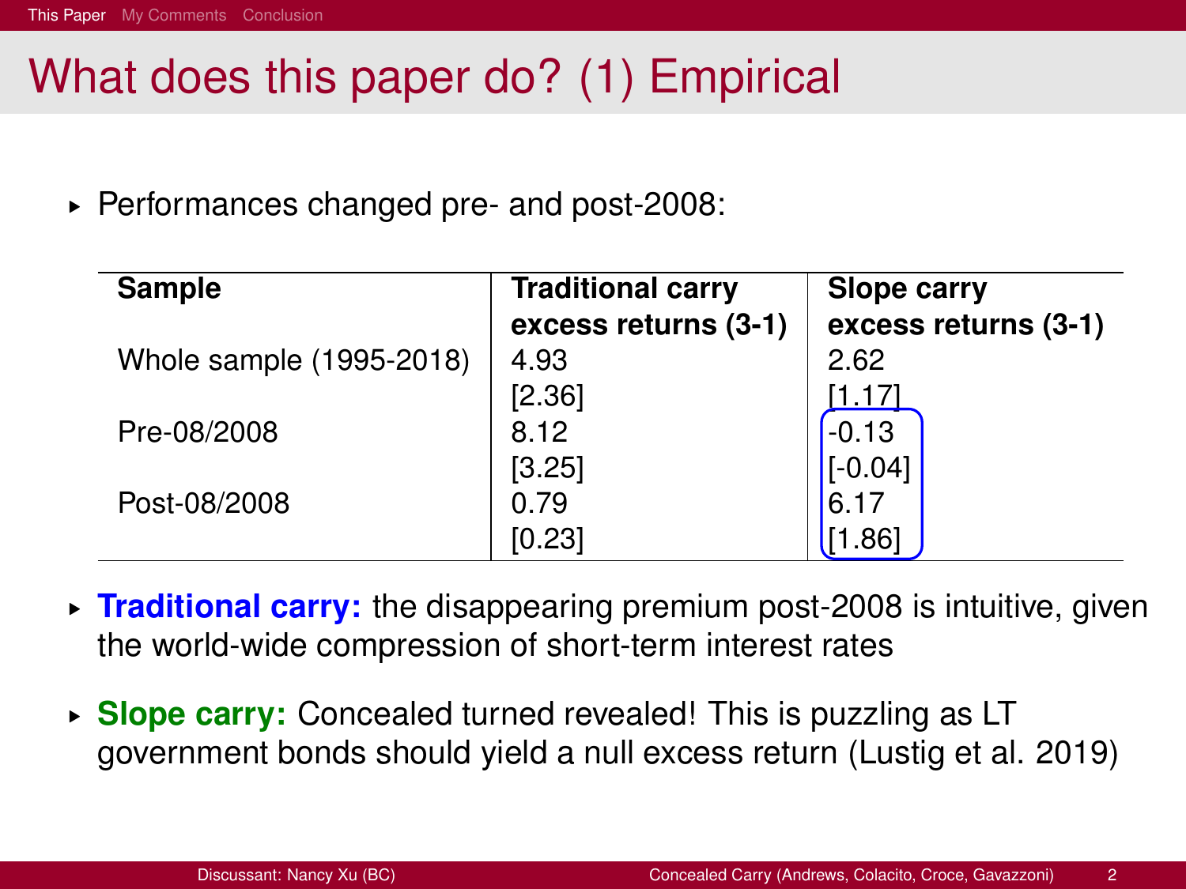# What does this paper do? (1) Empirical

- Performances changed pre- and post-2008:

| Sample | Traditional carry excess returns (3-1) | Slope carry excess returns (3-1) |
|---|---|---|
| Whole sample (1995-2018) | 4.93 | 2.62 |
| | [2.36] | [1.17] |
| Pre-08/2008 | 8.12 | -0.13 |
| | [3.25] | [-0.04] |
| Post-08/2008 | 0.79 | 6.17 |
| | [0.23] | [1.86] |

- **Traditional carry:** the disappearing premium post-2008 is intuitive, given the world-wide compression of short-term interest rates
- **Slope carry:** Concealed turned revealed! This is puzzling as LT government bonds should yield a null excess return (Lustig et al. 2019)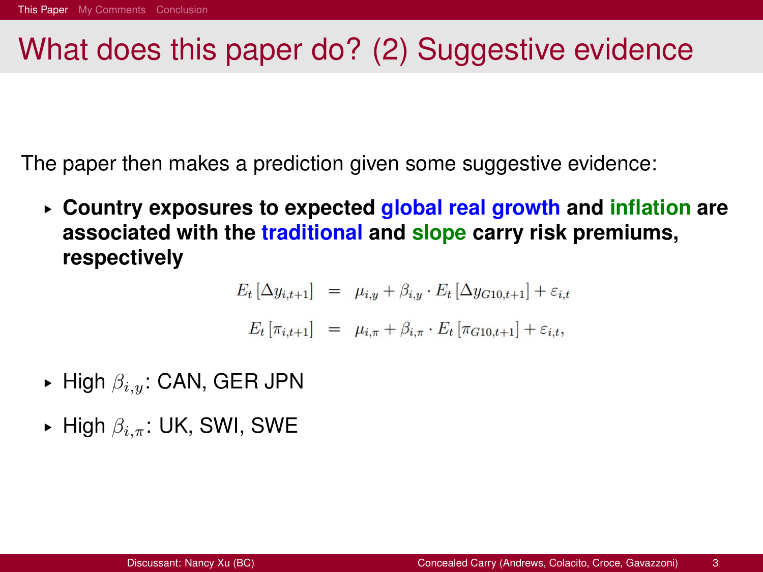# What does this paper do? (2) Suggestive evidence

The paper then makes a prediction given some suggestive evidence:

- **Country exposures to expected global real growth and inflation are associated with the traditional and slope carry risk premiums, respectively**

$$
\begin{aligned}
E_t\left[\Delta y_{i,t+1}\right] &= \mu_{i,y} + \beta_{i,y} \cdot E_t\left[\Delta y_{G10,t+1}\right] + \varepsilon_{i,t} \\
E_t\left[\pi_{i,t+1}\right] &= \mu_{i,\pi} + \beta_{i,\pi} \cdot E_t\left[\pi_{G10,t+1}\right] + \varepsilon_{i,t},
\end{aligned}
$$

- High $\beta_{i,y}$: CAN, GER JPN
- High $\beta_{i,\pi}$: UK, SWI, SWE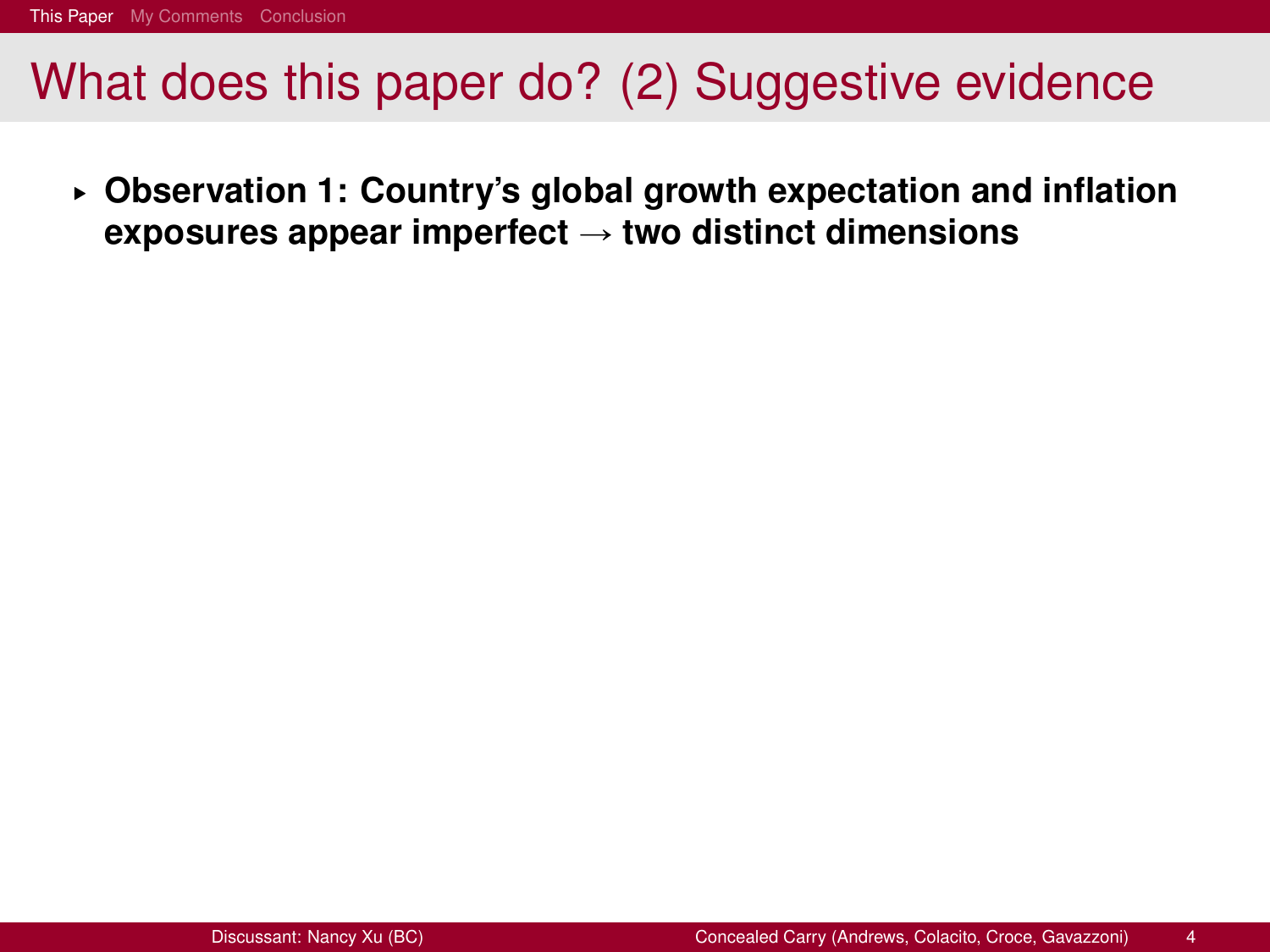# What does this paper do? (2) Suggestive evidence

- **Observation 1: Country's global growth expectation and inflation exposures appear imperfect → two distinct dimensions**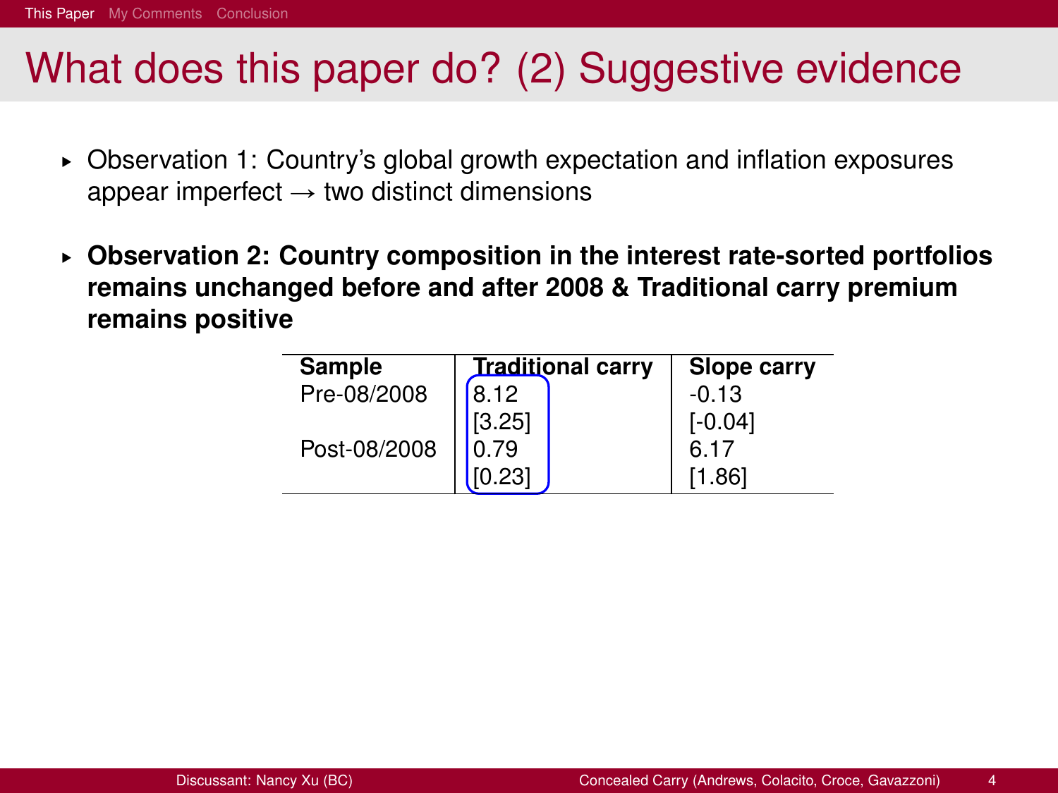# What does this paper do? (2) Suggestive evidence

- Observation 1: Country's global growth expectation and inflation exposures appear imperfect → two distinct dimensions
- **Observation 2: Country composition in the interest rate-sorted portfolios remains unchanged before and after 2008 & Traditional carry premium remains positive**

| Sample | Traditional carry | Slope carry |
|---|---|---|
| Pre-08/2008 | 8.12 | -0.13 |
| | [3.25] | [-0.04] |
| Post-08/2008 | 0.79 | 6.17 |
| | [0.23] | [1.86] |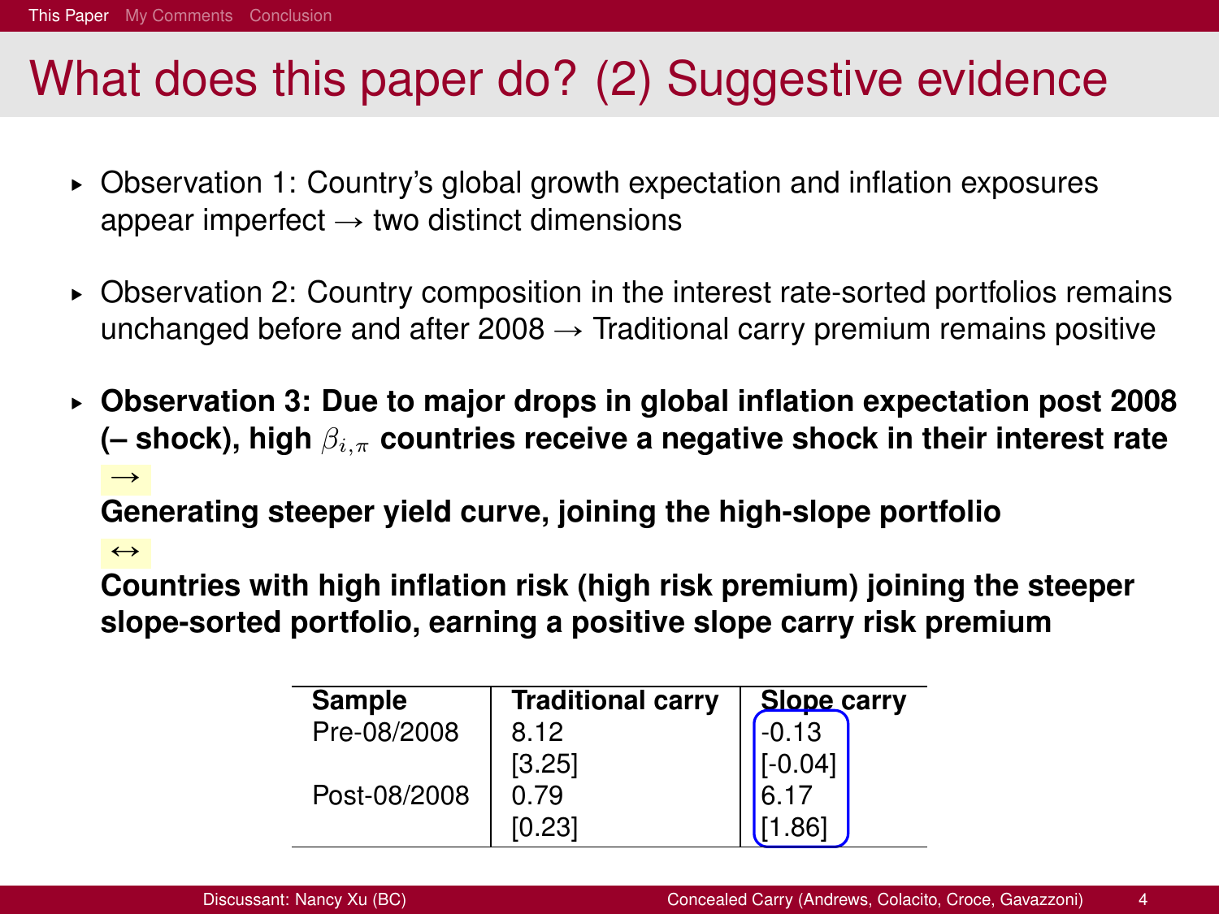# What does this paper do? (2) Suggestive evidence

- Observation 1: Country's global growth expectation and inflation exposures appear imperfect → two distinct dimensions
- Observation 2: Country composition in the interest rate-sorted portfolios remains unchanged before and after 2008 → Traditional carry premium remains positive
- **Observation 3: Due to major drops in global inflation expectation post 2008 (– shock), high $\beta_{i,\pi}$ countries receive a negative shock in their interest rate**

  →

  **Generating steeper yield curve, joining the high-slope portfolio**

  ↔

  **Countries with high inflation risk (high risk premium) joining the steeper slope-sorted portfolio, earning a positive slope carry risk premium**

| Sample | Traditional carry | Slope carry |
|---|---|---|
| Pre-08/2008 | 8.12 | -0.13 |
| | [3.25] | [-0.04] |
| Post-08/2008 | 0.79 | 6.17 |
| | [0.23] | [1.86] |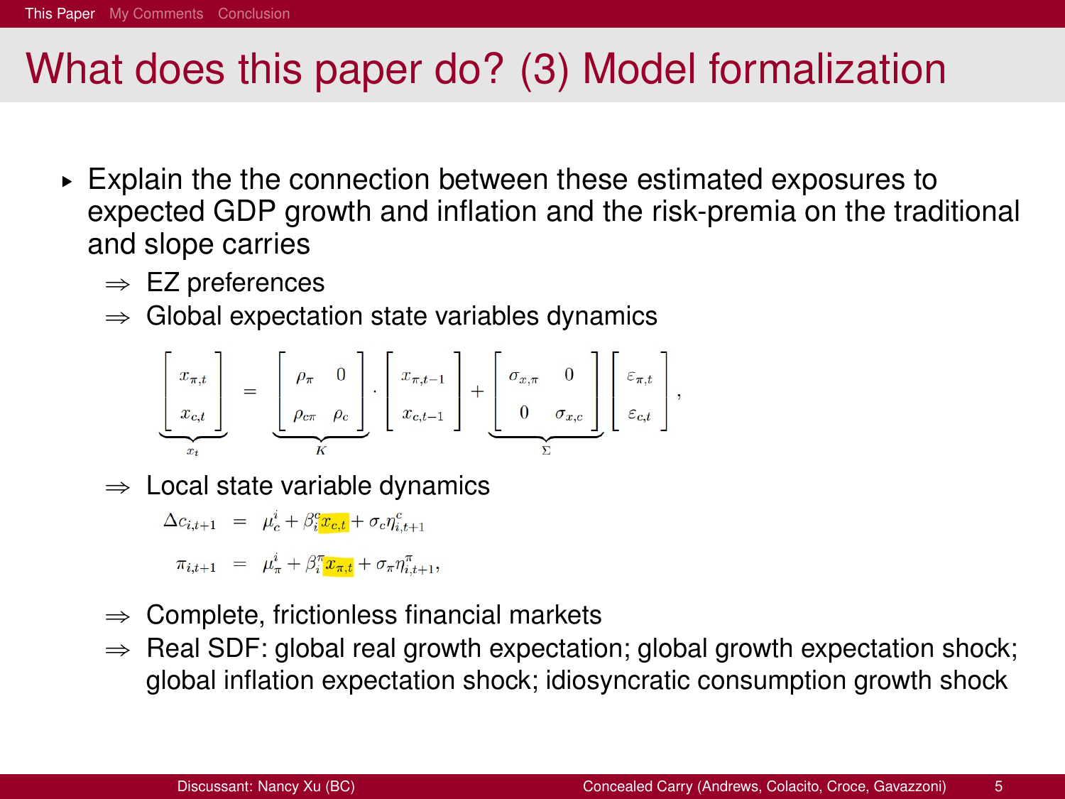# What does this paper do? (3) Model formalization

- Explain the the connection between these estimated exposures to expected GDP growth and inflation and the risk-premia on the traditional and slope carries
  - ⇒ EZ preferences
  - ⇒ Global expectation state variables dynamics

$$\underbrace{\begin{bmatrix} x_{\pi,t} \\ x_{c,t} \end{bmatrix}}_{x_t} = \underbrace{\begin{bmatrix} \rho_\pi & 0 \\ \rho_{c\pi} & \rho_c \end{bmatrix}}_{K} \cdot \begin{bmatrix} x_{\pi,t-1} \\ x_{c,t-1} \end{bmatrix} + \underbrace{\begin{bmatrix} \sigma_{x,\pi} & 0 \\ 0 & \sigma_{x,c} \end{bmatrix}}_{\Sigma} \begin{bmatrix} \varepsilon_{\pi,t} \\ \varepsilon_{c,t} \end{bmatrix},$$

  - ⇒ Local state variable dynamics

$$\Delta c_{i,t+1} = \mu_c^i + \beta_i^c x_{c,t} + \sigma_c \eta_{i,t+1}^c$$

$$\pi_{i,t+1} = \mu_\pi^i + \beta_i^\pi x_{\pi,t} + \sigma_\pi \eta_{i,t+1}^\pi,$$

  - ⇒ Complete, frictionless financial markets
  - ⇒ Real SDF: global real growth expectation; global growth expectation shock; global inflation expectation shock; idiosyncratic consumption growth shock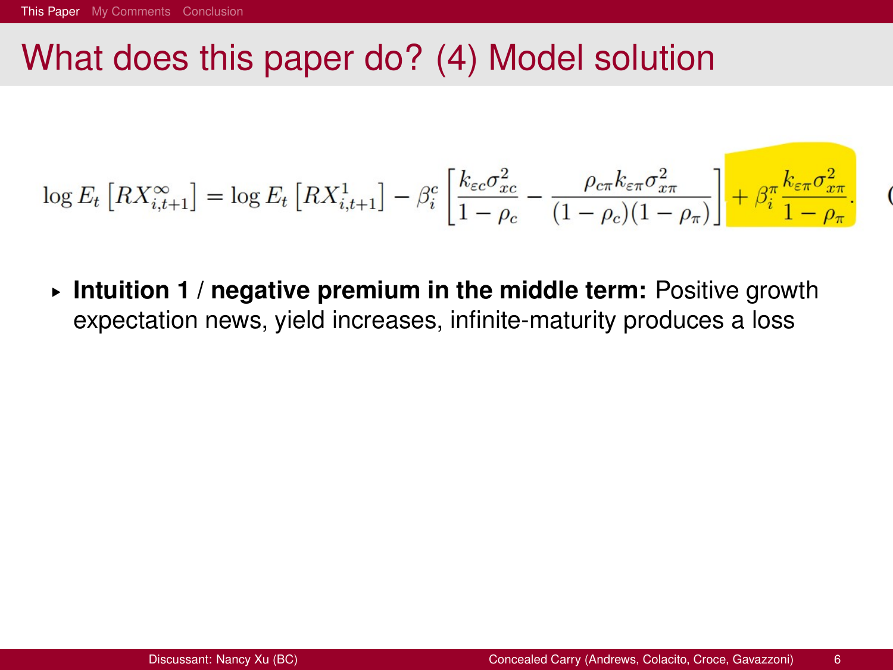# What does this paper do? (4) Model solution

$$\log E_t\left[RX^{\infty}_{i,t+1}\right] = \log E_t\left[RX^{1}_{i,t+1}\right] - \beta^c_i\left[\frac{k_{\varepsilon c}\sigma^2_{xc}}{1-\rho_c} - \frac{\rho_{c\pi}k_{\varepsilon\pi}\sigma^2_{x\pi}}{(1-\rho_c)(1-\rho_\pi)}\right] + \beta^\pi_i\frac{k_{\varepsilon\pi}\sigma^2_{x\pi}}{1-\rho_\pi}.$$

- **Intuition 1 / negative premium in the middle term:** Positive growth expectation news, yield increases, infinite-maturity produces a loss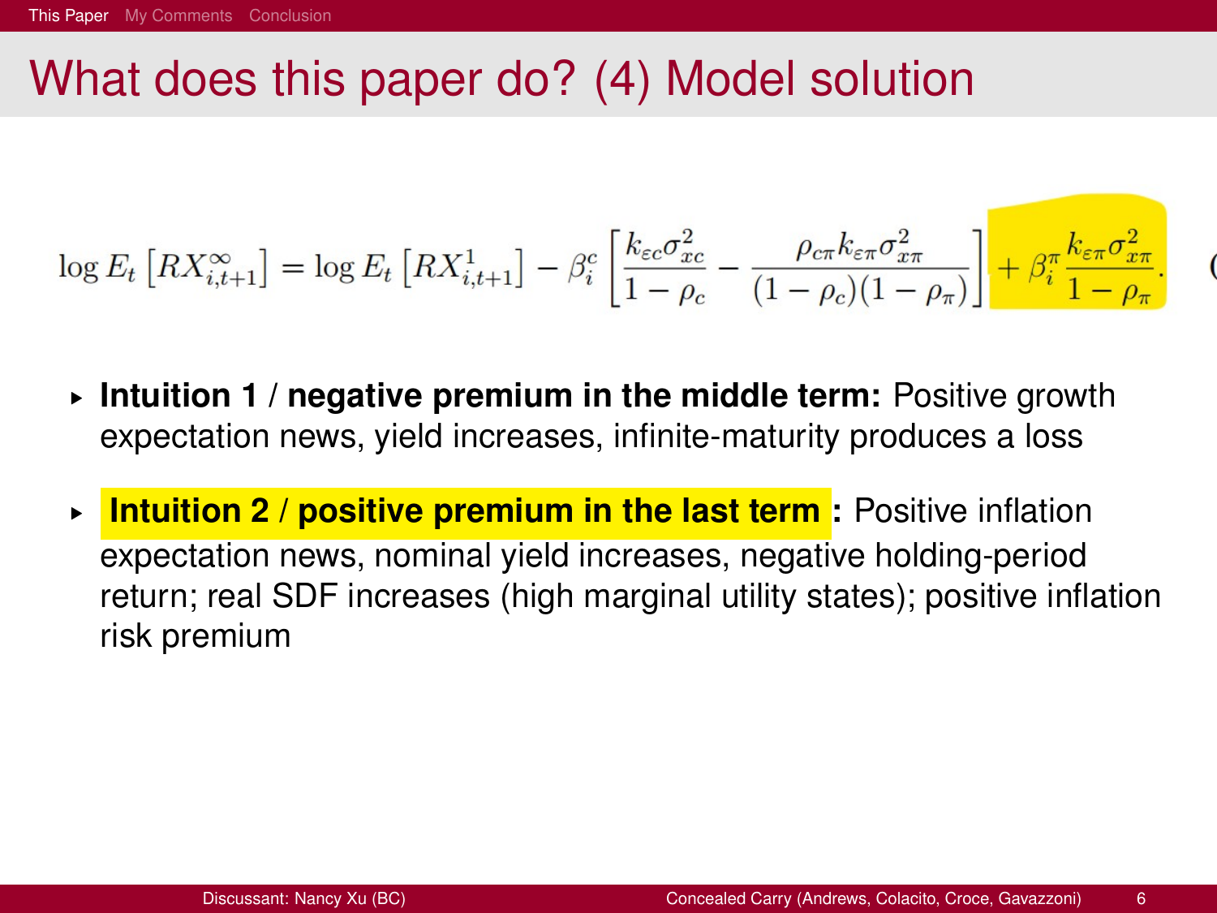# What does this paper do? (4) Model solution

$$\log E_t\left[RX^{\infty}_{i,t+1}\right] = \log E_t\left[RX^{1}_{i,t+1}\right] - \beta_i^c\left[\frac{k_{\varepsilon c}\sigma^2_{xc}}{1-\rho_c} - \frac{\rho_{c\pi}k_{\varepsilon\pi}\sigma^2_{x\pi}}{(1-\rho_c)(1-\rho_\pi)}\right] + \beta_i^\pi\frac{k_{\varepsilon\pi}\sigma^2_{x\pi}}{1-\rho_\pi}.$$

- **Intuition 1 / negative premium in the middle term:** Positive growth expectation news, yield increases, infinite-maturity produces a loss
- **Intuition 2 / positive premium in the last term:** Positive inflation expectation news, nominal yield increases, negative holding-period return; real SDF increases (high marginal utility states); positive inflation risk premium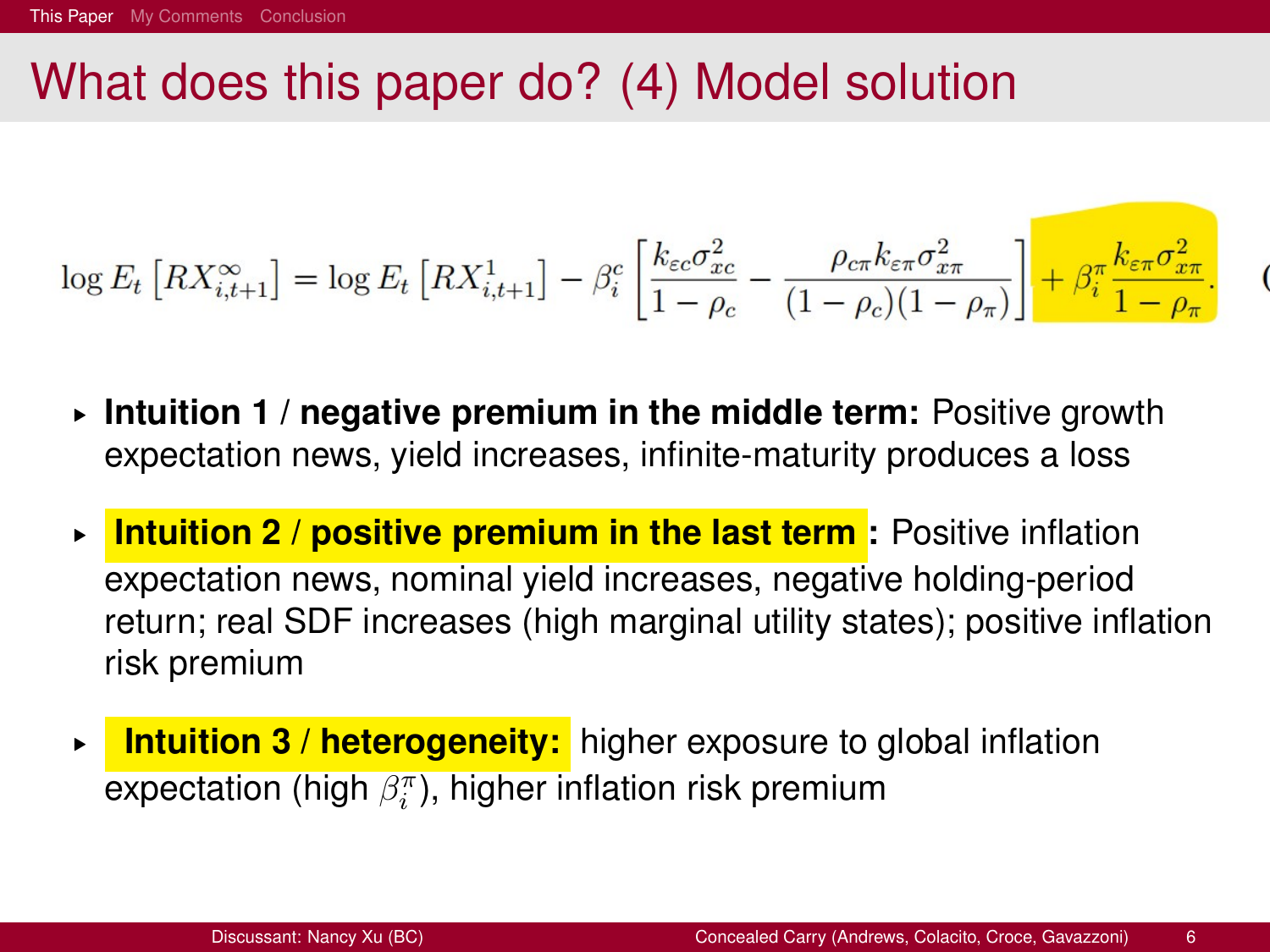# What does this paper do? (4) Model solution

$$\log E_t\left[RX_{i,t+1}^{\infty}\right] = \log E_t\left[RX_{i,t+1}^{1}\right] - \beta_i^c\left[\frac{k_{\varepsilon c}\sigma_{xc}^2}{1-\rho_c} - \frac{\rho_{c\pi}k_{\varepsilon\pi}\sigma_{x\pi}^2}{(1-\rho_c)(1-\rho_\pi)}\right] + \beta_i^\pi\frac{k_{\varepsilon\pi}\sigma_{x\pi}^2}{1-\rho_\pi}.$$

- **Intuition 1 / negative premium in the middle term:** Positive growth expectation news, yield increases, infinite-maturity produces a loss
- **Intuition 2 / positive premium in the last term :** Positive inflation expectation news, nominal yield increases, negative holding-period return; real SDF increases (high marginal utility states); positive inflation risk premium
- **Intuition 3 / heterogeneity:** higher exposure to global inflation expectation (high $\beta_i^\pi$), higher inflation risk premium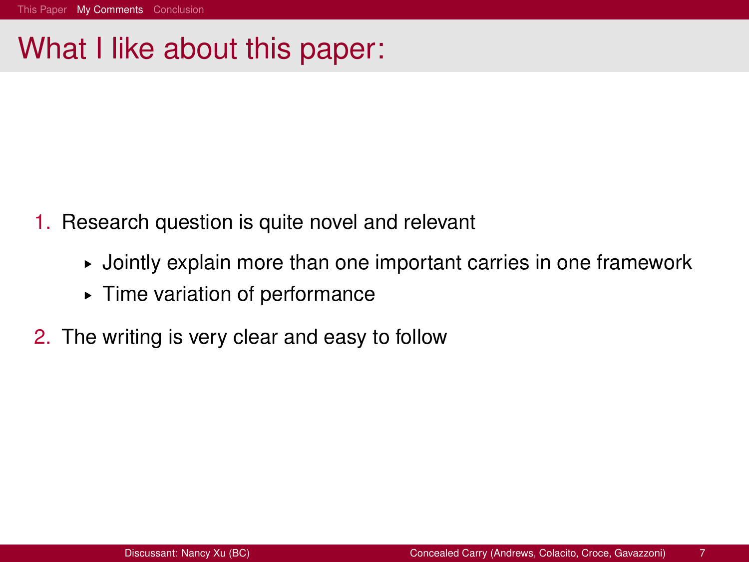# What I like about this paper:

1. Research question is quite novel and relevant
   - Jointly explain more than one important carries in one framework
   - Time variation of performance
2. The writing is very clear and easy to follow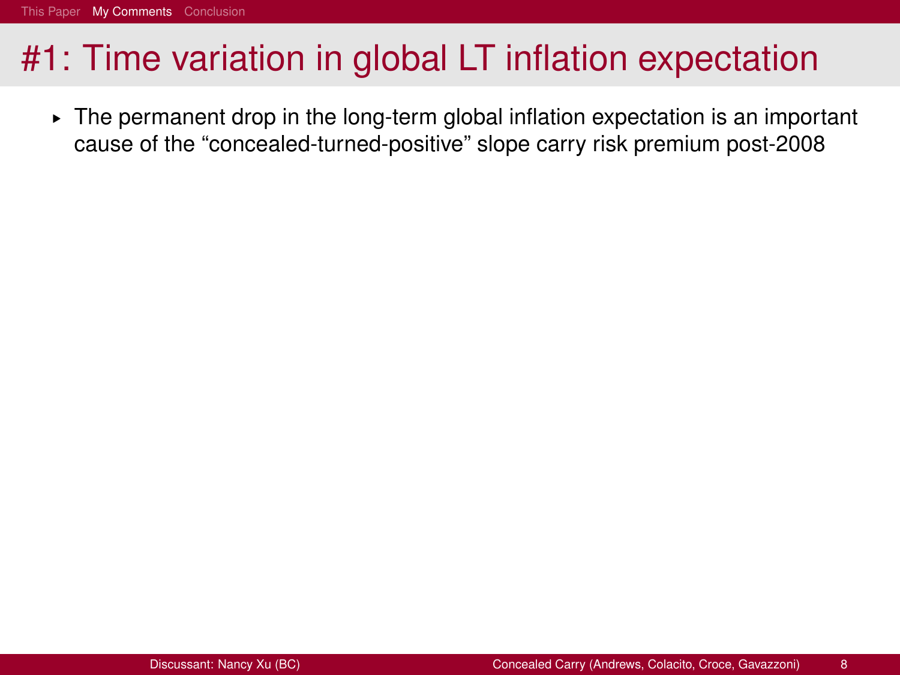# #1: Time variation in global LT inflation expectation

- The permanent drop in the long-term global inflation expectation is an important cause of the "concealed-turned-positive" slope carry risk premium post-2008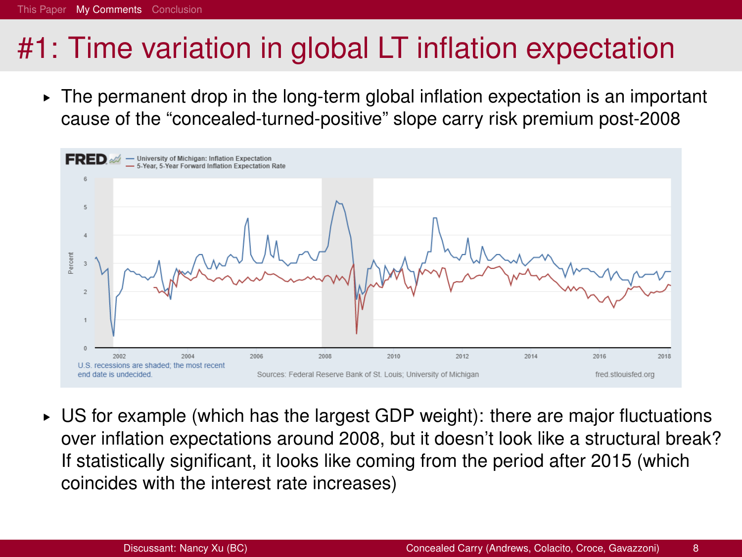# #1: Time variation in global LT inflation expectation

- The permanent drop in the long-term global inflation expectation is an important cause of the “concealed-turned-positive” slope carry risk premium post-2008

FRED
— University of Michigan: Inflation Expectation
— 5-Year, 5-Year Forward Inflation Expectation Rate

Percent

6
5
4
3
2
1
0

2002 2004 2006 2008 2010 2012 2014 2016 2018

U.S. recessions are shaded; the most recent end date is undecided.

Sources: Federal Reserve Bank of St. Louis; University of Michigan

fred.stlouisfed.org

- US for example (which has the largest GDP weight): there are major fluctuations over inflation expectations around 2008, but it doesn’t look like a structural break? If statistically significant, it looks like coming from the period after 2015 (which coincides with the interest rate increases)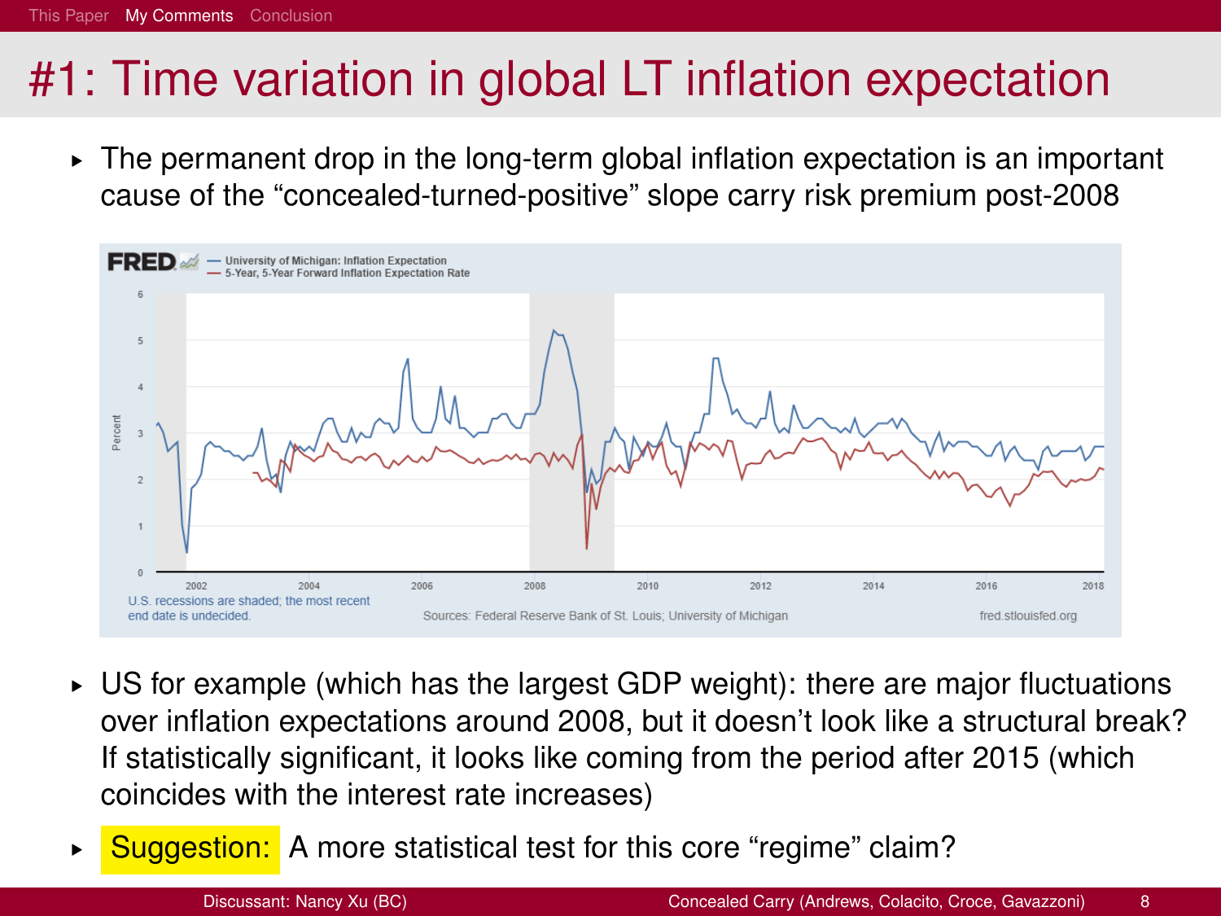# #1: Time variation in global LT inflation expectation

- The permanent drop in the long-term global inflation expectation is an important cause of the "concealed-turned-positive" slope carry risk premium post-2008

FRED
— University of Michigan: Inflation Expectation
— 5-Year, 5-Year Forward Inflation Expectation Rate

Percent

6
5
4
3
2
1
0

2002 2004 2006 2008 2010 2012 2014 2016 2018

U.S. recessions are shaded; the most recent end date is undecided.

Sources: Federal Reserve Bank of St. Louis; University of Michigan

fred.stlouisfed.org

- US for example (which has the largest GDP weight): there are major fluctuations over inflation expectations around 2008, but it doesn't look like a structural break? If statistically significant, it looks like coming from the period after 2015 (which coincides with the interest rate increases)
- Suggestion: A more statistical test for this core "regime" claim?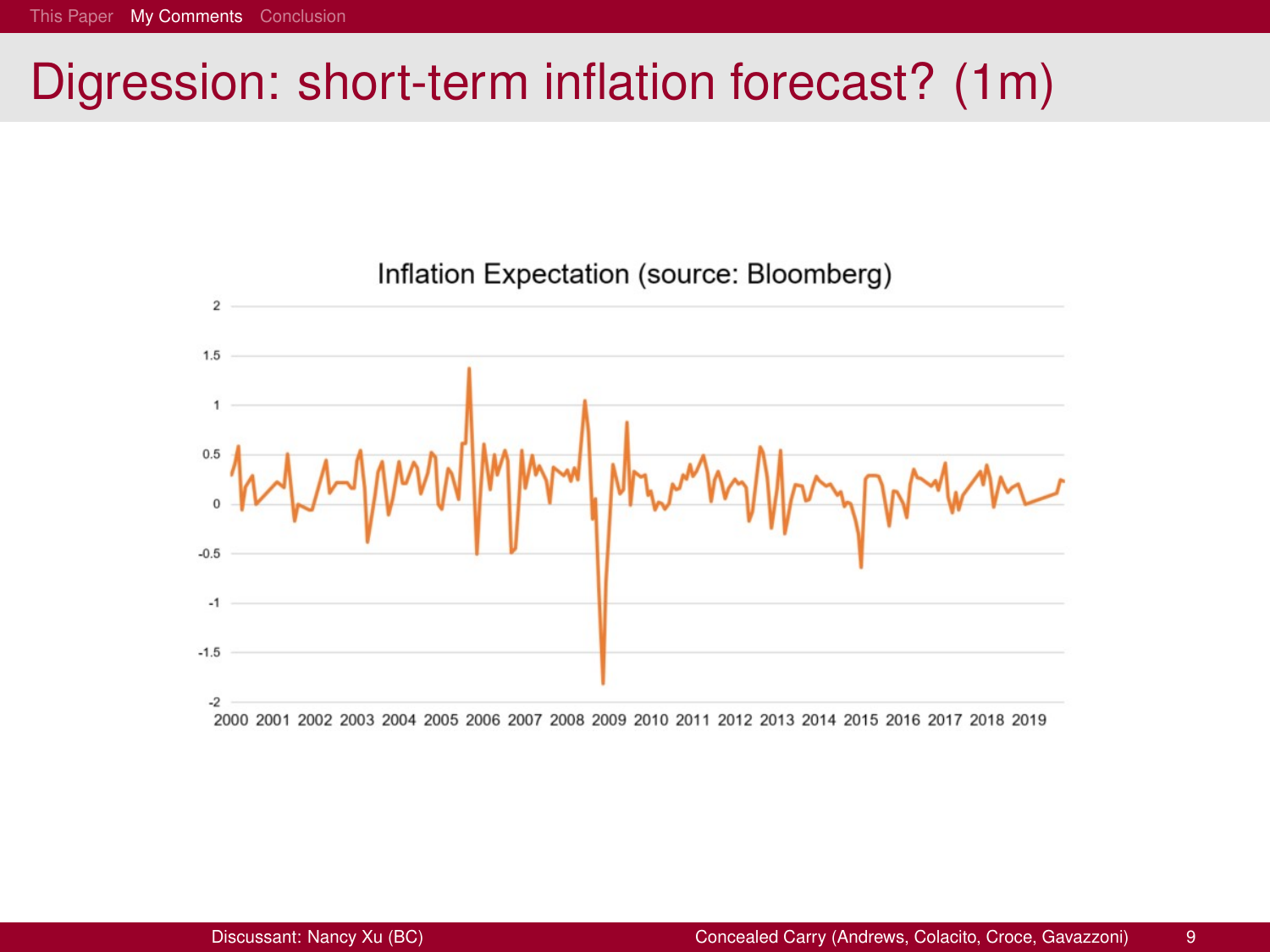# Digression: short-term inflation forecast? (1m)

Inflation Expectation (source: Bloomberg)

2
1.5
1
0.5
0
-0.5
-1
-1.5
-2

2000 2001 2002 2003 2004 2005 2006 2007 2008 2009 2010 2011 2012 2013 2014 2015 2016 2017 2018 2019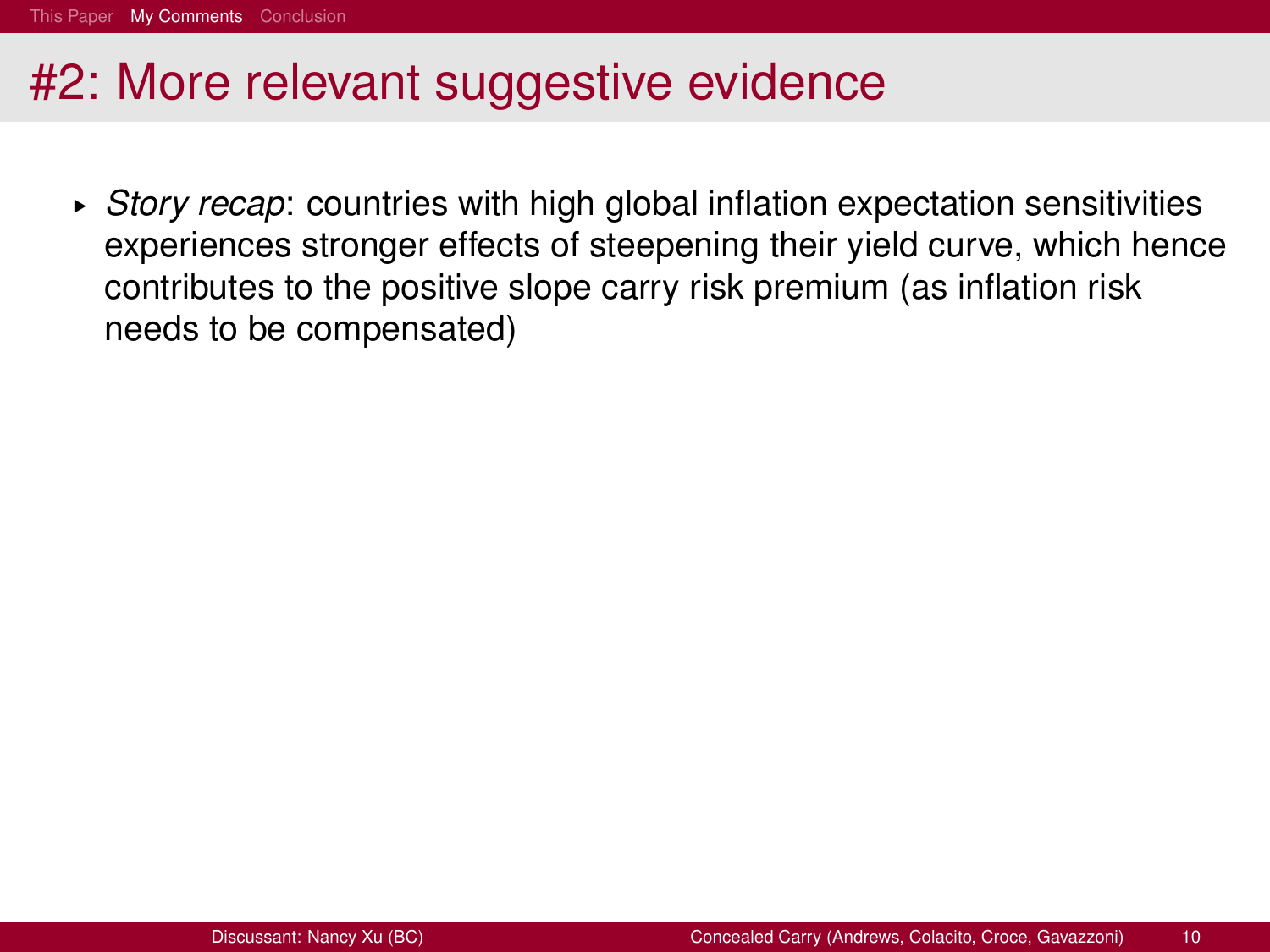# #2: More relevant suggestive evidence

- *Story recap*: countries with high global inflation expectation sensitivities experiences stronger effects of steepening their yield curve, which hence contributes to the positive slope carry risk premium (as inflation risk needs to be compensated)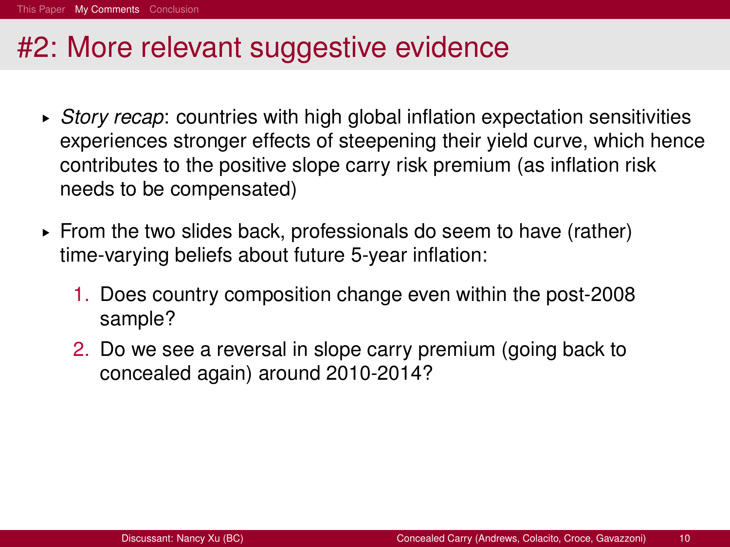# #2: More relevant suggestive evidence

- *Story recap*: countries with high global inflation expectation sensitivities experiences stronger effects of steepening their yield curve, which hence contributes to the positive slope carry risk premium (as inflation risk needs to be compensated)
- From the two slides back, professionals do seem to have (rather) time-varying beliefs about future 5-year inflation:
  1. Does country composition change even within the post-2008 sample?
  2. Do we see a reversal in slope carry premium (going back to concealed again) around 2010-2014?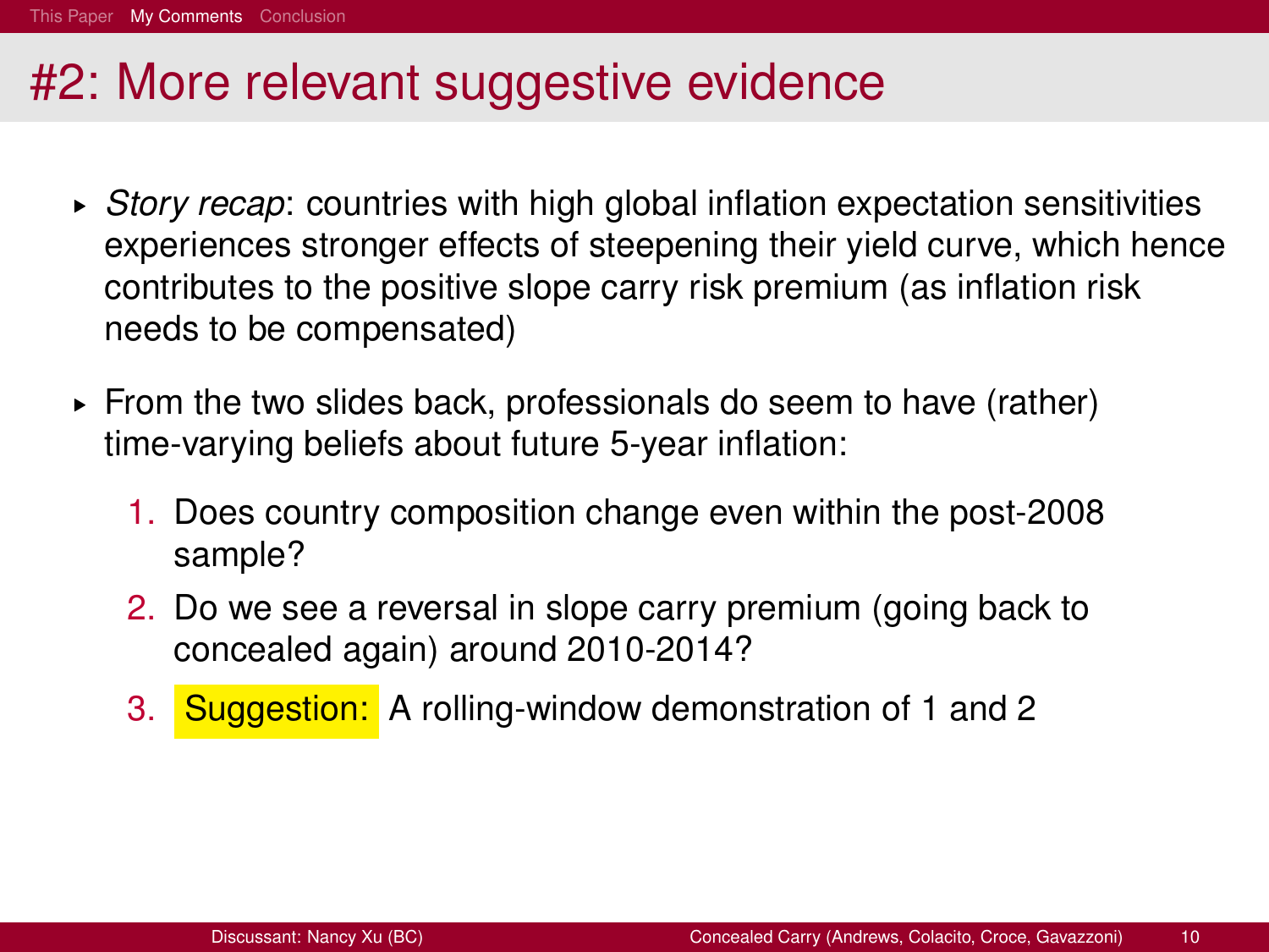# #2: More relevant suggestive evidence

- *Story recap*: countries with high global inflation expectation sensitivities experiences stronger effects of steepening their yield curve, which hence contributes to the positive slope carry risk premium (as inflation risk needs to be compensated)
- From the two slides back, professionals do seem to have (rather) time-varying beliefs about future 5-year inflation:
  1. Does country composition change even within the post-2008 sample?
  2. Do we see a reversal in slope carry premium (going back to concealed again) around 2010-2014?
  3. Suggestion: A rolling-window demonstration of 1 and 2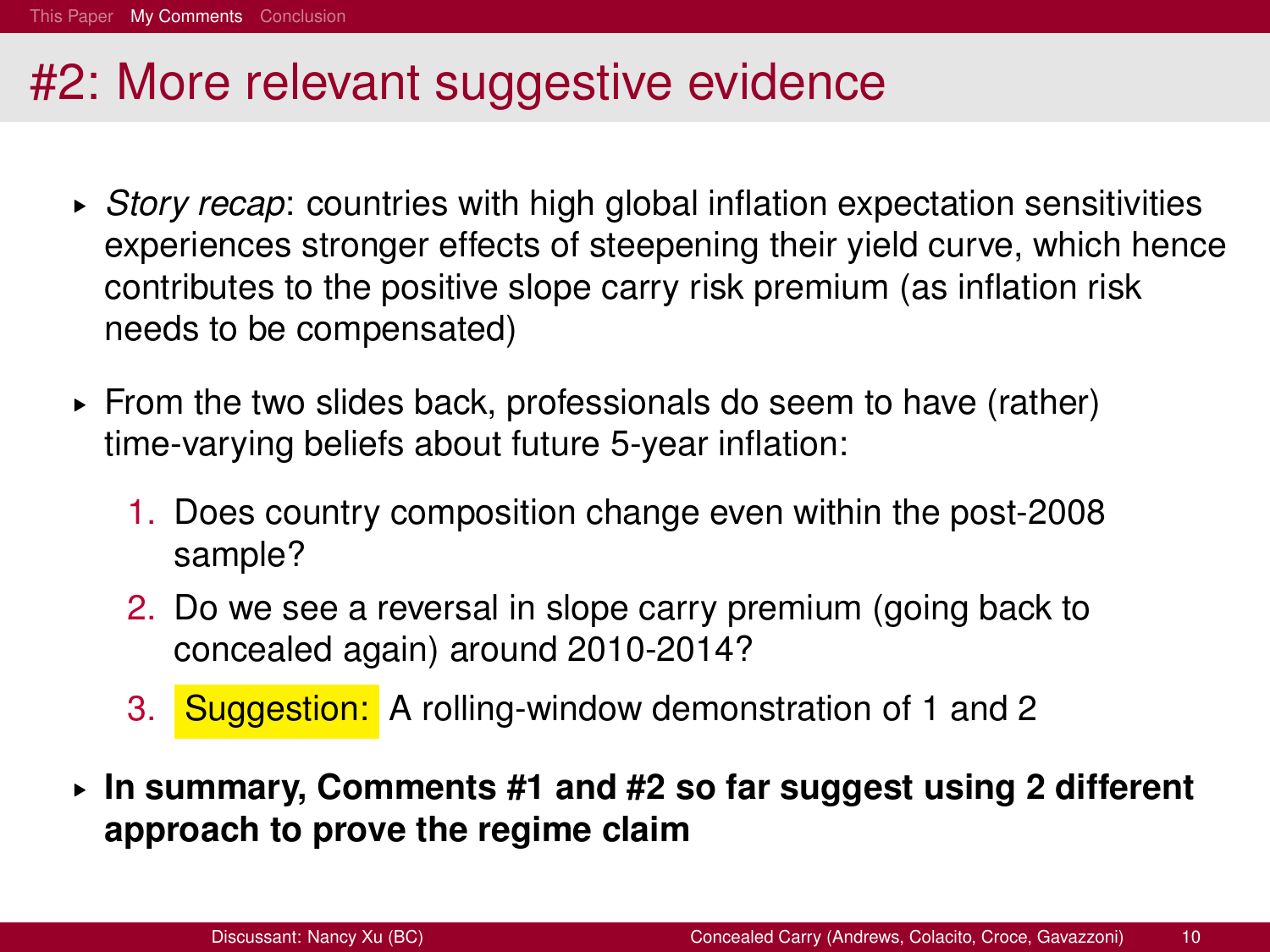# #2: More relevant suggestive evidence

- *Story recap*: countries with high global inflation expectation sensitivities experiences stronger effects of steepening their yield curve, which hence contributes to the positive slope carry risk premium (as inflation risk needs to be compensated)
- From the two slides back, professionals do seem to have (rather) time-varying beliefs about future 5-year inflation:
  1. Does country composition change even within the post-2008 sample?
  2. Do we see a reversal in slope carry premium (going back to concealed again) around 2010-2014?
  3. Suggestion: A rolling-window demonstration of 1 and 2
- **In summary, Comments #1 and #2 so far suggest using 2 different approach to prove the regime claim**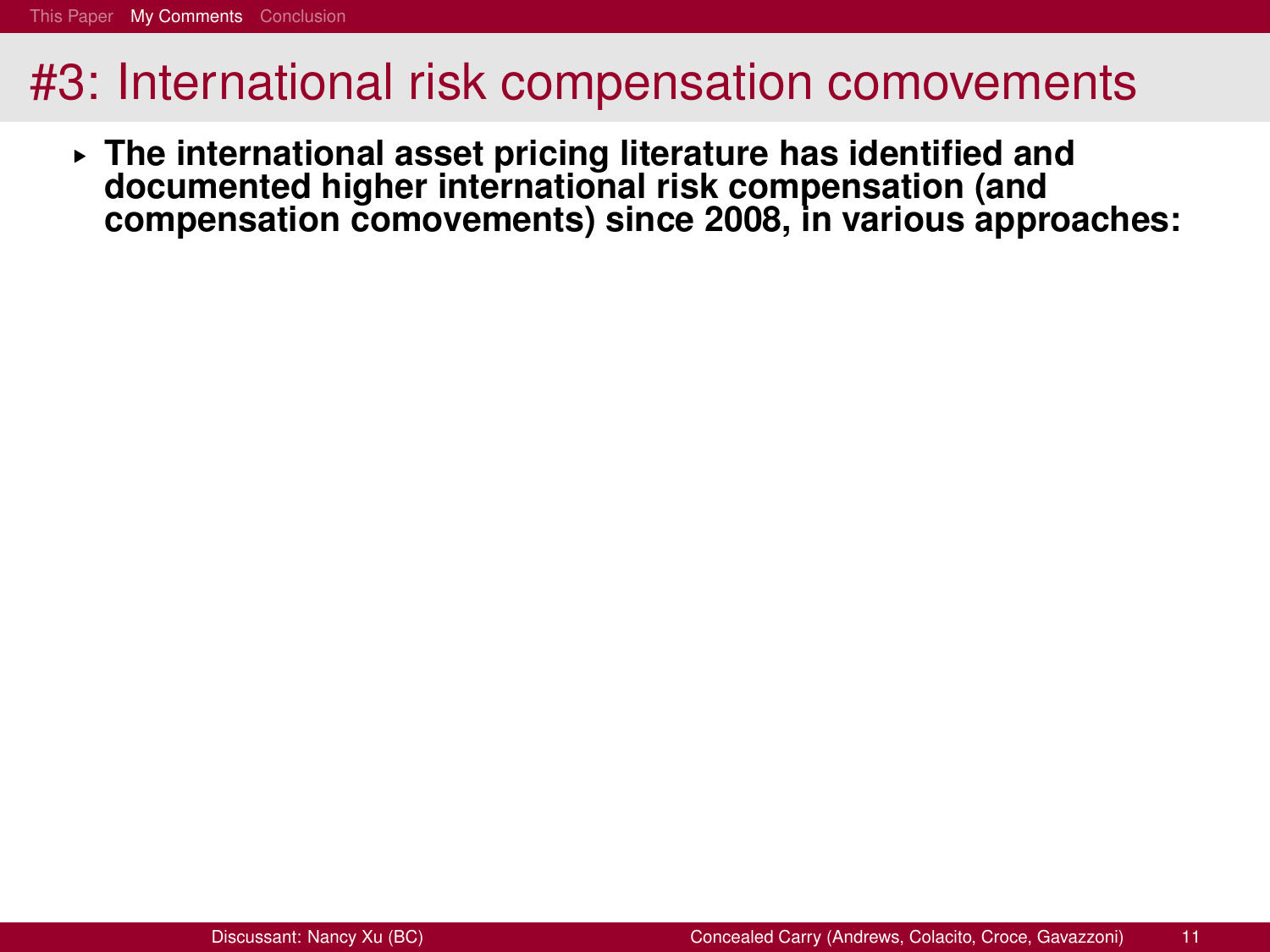# #3: International risk compensation comovements

- **The international asset pricing literature has identified and documented higher international risk compensation (and compensation comovements) since 2008, in various approaches:**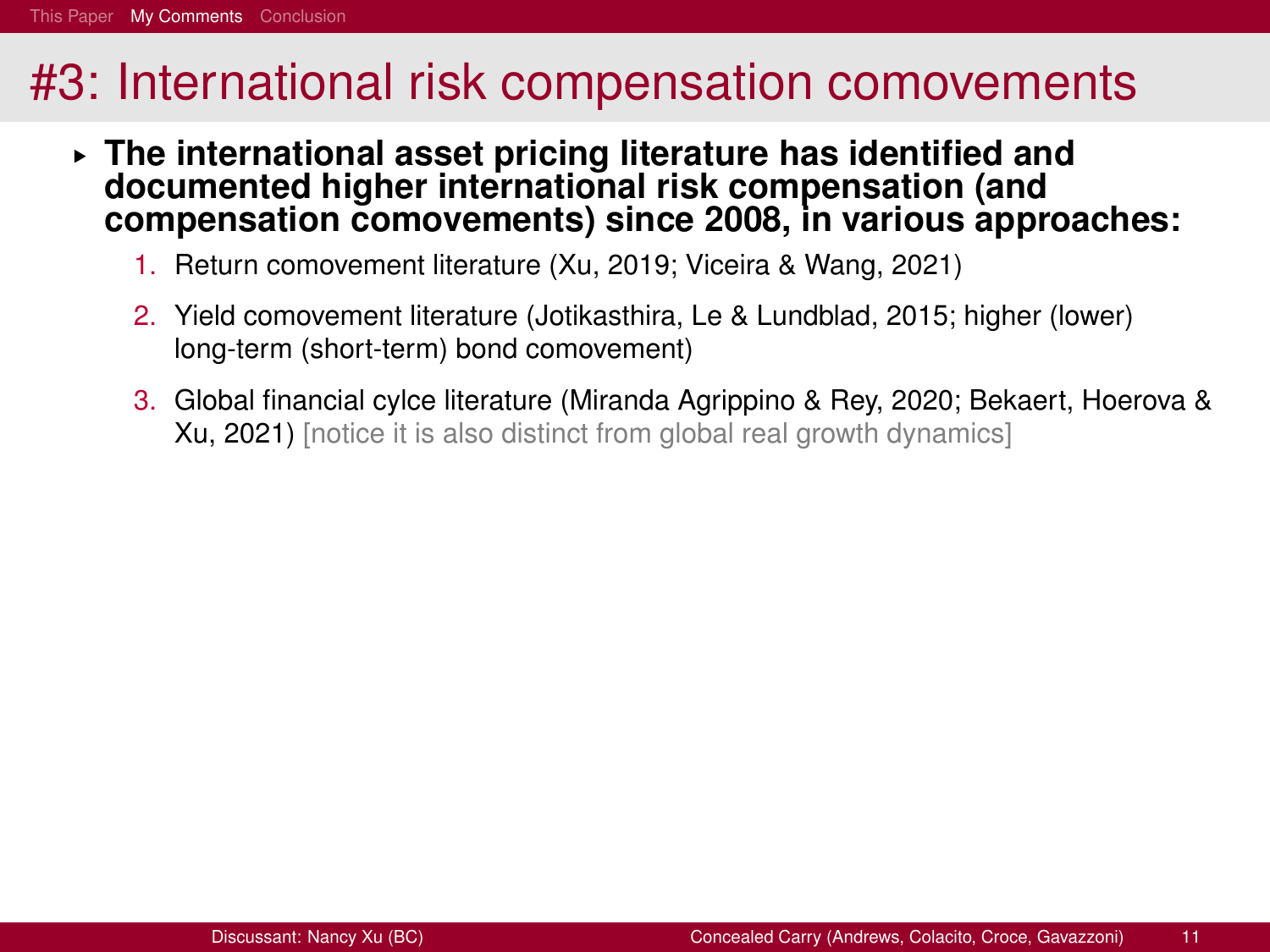# #3: International risk compensation comovements

- **The international asset pricing literature has identified and documented higher international risk compensation (and compensation comovements) since 2008, in various approaches:**
  1. Return comovement literature (Xu, 2019; Viceira & Wang, 2021)
  2. Yield comovement literature (Jotikasthira, Le & Lundblad, 2015; higher (lower) long-term (short-term) bond comovement)
  3. Global financial cylce literature (Miranda Agrippino & Rey, 2020; Bekaert, Hoerova & Xu, 2021) [notice it is also distinct from global real growth dynamics]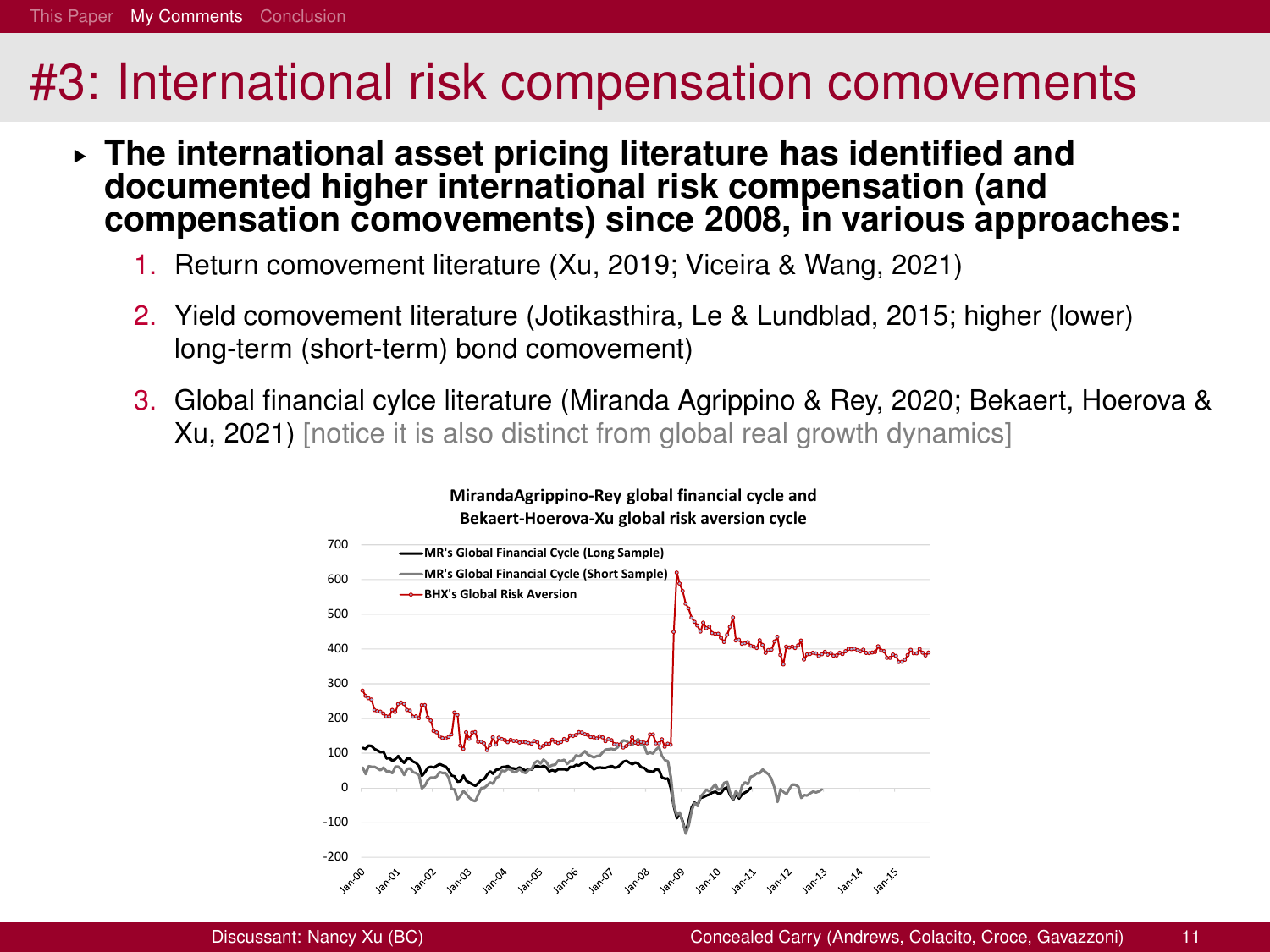# #3: International risk compensation comovements

- **The international asset pricing literature has identified and documented higher international risk compensation (and compensation comovements) since 2008, in various approaches:**
  1. Return comovement literature (Xu, 2019; Viceira & Wang, 2021)
  2. Yield comovement literature (Jotikasthira, Le & Lundblad, 2015; higher (lower) long-term (short-term) bond comovement)
  3. Global financial cylce literature (Miranda Agrippino & Rey, 2020; Bekaert, Hoerova & Xu, 2021) [notice it is also distinct from global real growth dynamics]

**MirandaAgrippino-Rey global financial cycle and Bekaert-Hoerova-Xu global risk aversion cycle**

MR's Global Financial Cycle (Long Sample)
MR's Global Financial Cycle (Short Sample)
BHX's Global Risk Aversion

700
600
500
400
300
200
100
0
-100
-200

Jan-00 Jan-01 Jan-02 Jan-03 Jan-04 Jan-05 Jan-06 Jan-07 Jan-08 Jan-09 Jan-10 Jan-11 Jan-12 Jan-13 Jan-14 Jan-15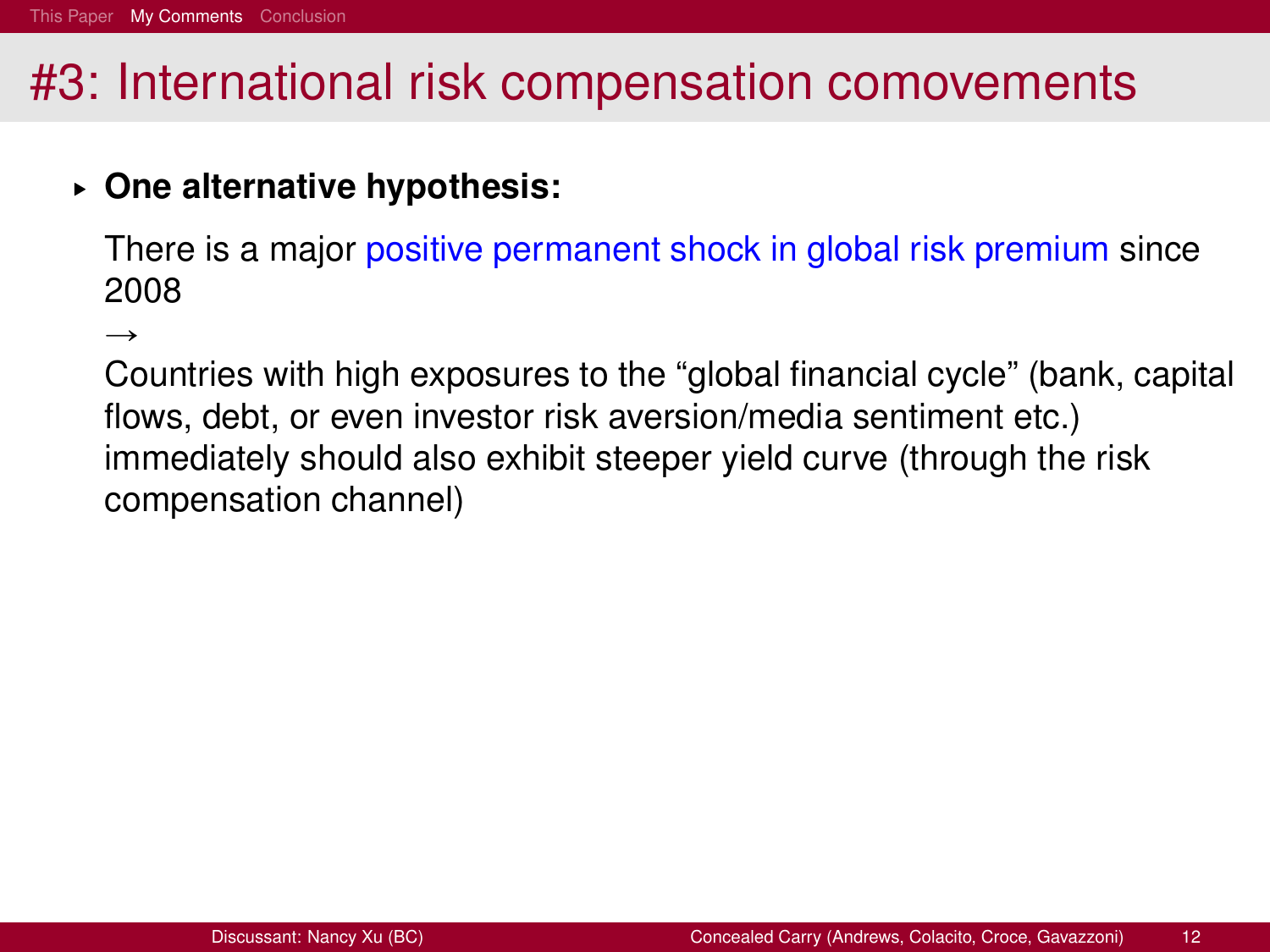# #3: International risk compensation comovements

- **One alternative hypothesis:**

  There is a major positive permanent shock in global risk premium since 2008

  →

  Countries with high exposures to the "global financial cycle" (bank, capital flows, debt, or even investor risk aversion/media sentiment etc.) immediately should also exhibit steeper yield curve (through the risk compensation channel)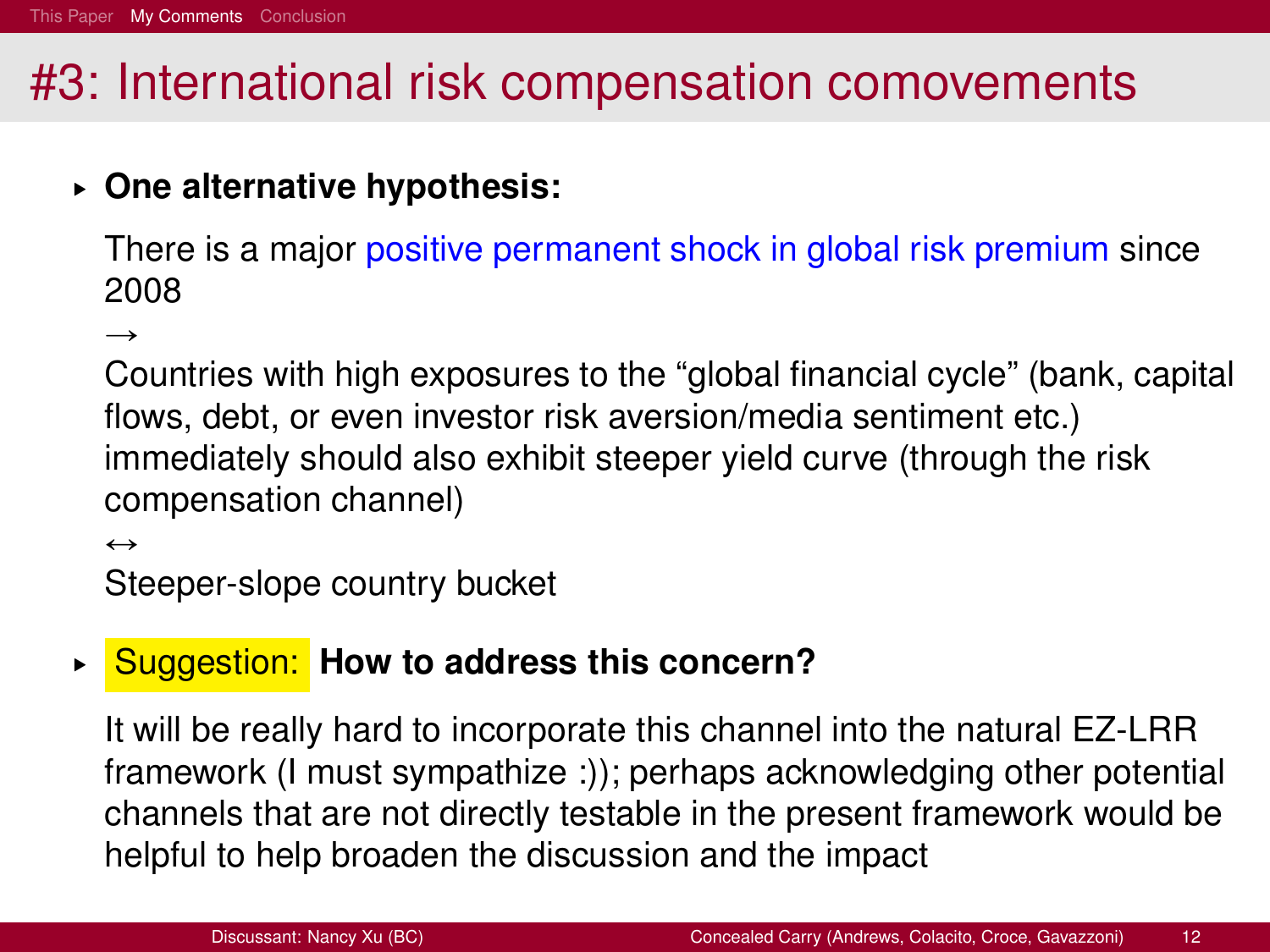# #3: International risk compensation comovements

- **One alternative hypothesis:**

  There is a major positive permanent shock in global risk premium since 2008

  $\rightarrow$

  Countries with high exposures to the "global financial cycle" (bank, capital flows, debt, or even investor risk aversion/media sentiment etc.) immediately should also exhibit steeper yield curve (through the risk compensation channel)

  $\leftrightarrow$

  Steeper-slope country bucket

- Suggestion: **How to address this concern?**

  It will be really hard to incorporate this channel into the natural EZ-LRR framework (I must sympathize :)); perhaps acknowledging other potential channels that are not directly testable in the present framework would be helpful to help broaden the discussion and the impact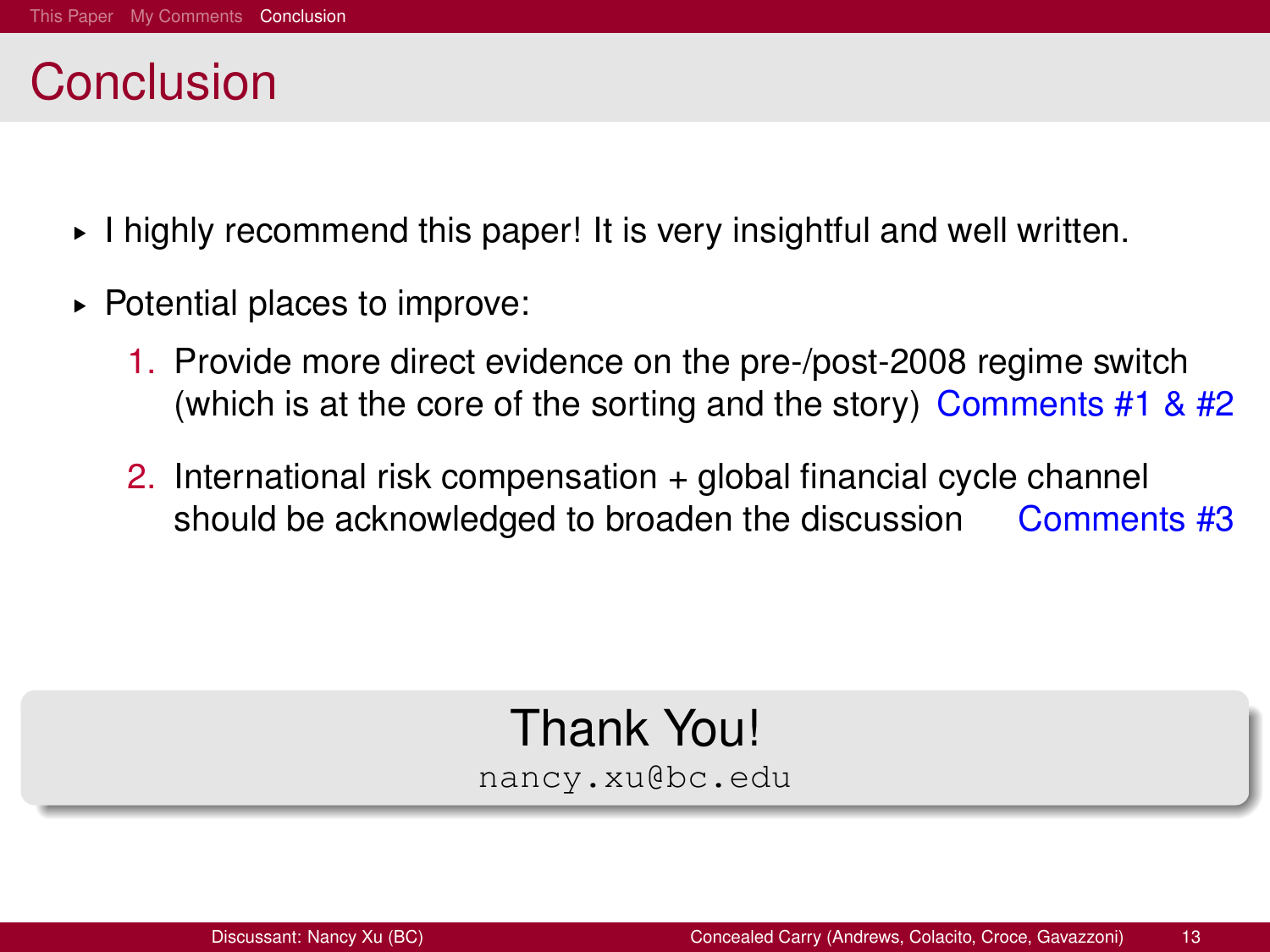# Conclusion

- I highly recommend this paper! It is very insightful and well written.
- Potential places to improve:
  1. Provide more direct evidence on the pre-/post-2008 regime switch (which is at the core of the sorting and the story) Comments #1 & #2
  2. International risk compensation + global financial cycle channel should be acknowledged to broaden the discussion Comments #3

Thank You!

nancy.xu@bc.edu